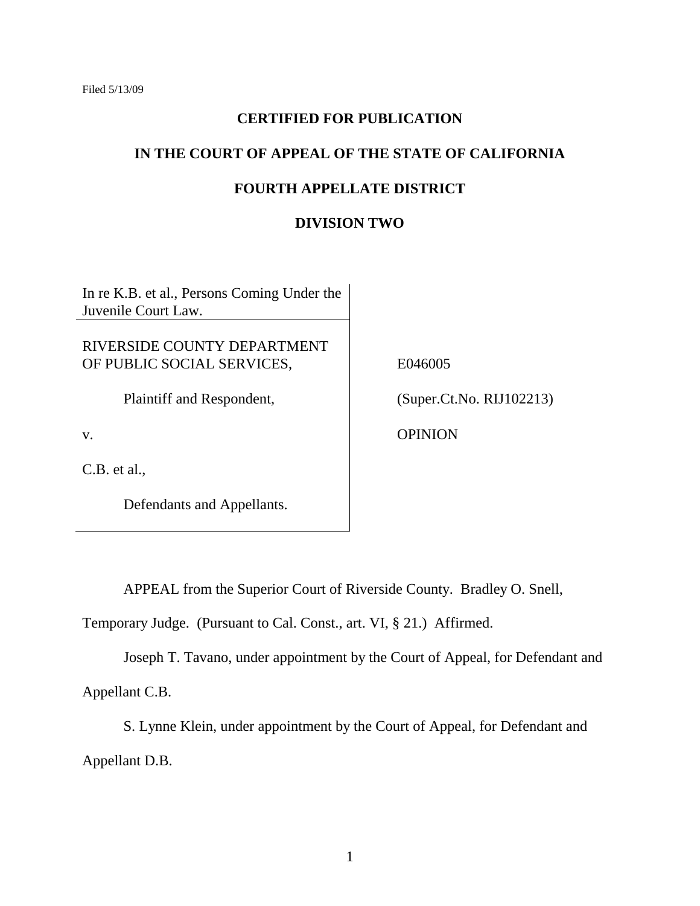Filed 5/13/09

**CERTIFIED FOR PUBLICATION**

**IN THE COURT OF APPEAL OF THE STATE OF CALIFORNIA**

**FOURTH APPELLATE DISTRICT**

**DIVISION TWO**

| | |
|---|---|
| In re K.B. et al., Persons Coming Under the Juvenile Court Law. | |
| RIVERSIDE COUNTY DEPARTMENT OF PUBLIC SOCIAL SERVICES,<br><br>Plaintiff and Respondent,<br><br>v.<br><br>C.B. et al.,<br><br>Defendants and Appellants. | E046005<br><br>(Super.Ct.No. RIJ102213)<br><br>OPINION |

APPEAL from the Superior Court of Riverside County. Bradley O. Snell, Temporary Judge. (Pursuant to Cal. Const., art. VI, § 21.) Affirmed.

Joseph T. Tavano, under appointment by the Court of Appeal, for Defendant and Appellant C.B.

S. Lynne Klein, under appointment by the Court of Appeal, for Defendant and Appellant D.B.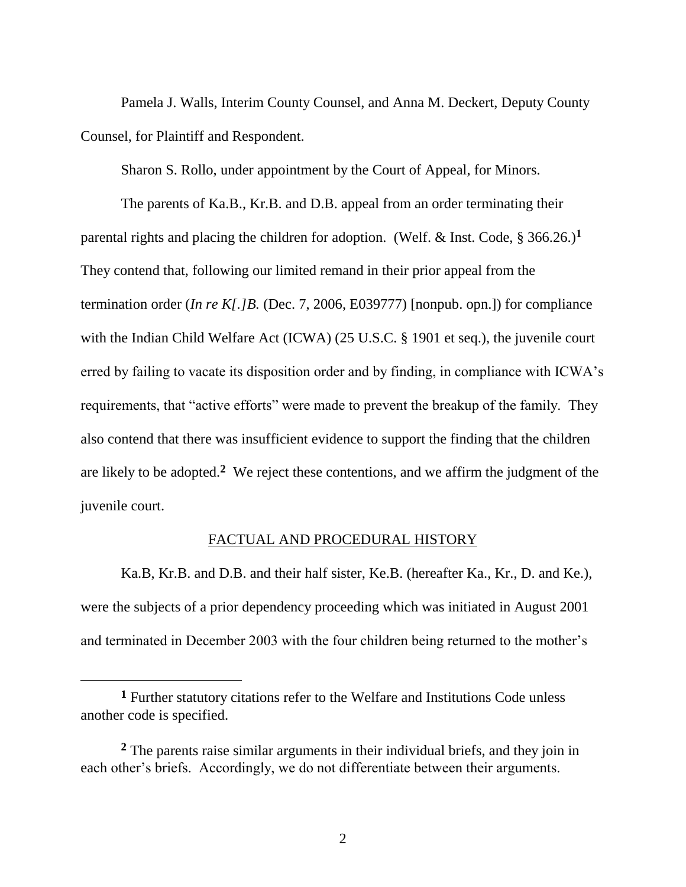Pamela J. Walls, Interim County Counsel, and Anna M. Deckert, Deputy County Counsel, for Plaintiff and Respondent.

Sharon S. Rollo, under appointment by the Court of Appeal, for Minors.

The parents of Ka.B., Kr.B. and D.B. appeal from an order terminating their parental rights and placing the children for adoption. (Welf. & Inst. Code, § 366.26.)[1] They contend that, following our limited remand in their prior appeal from the termination order (*In re K[.]B.* (Dec. 7, 2006, E039777) [nonpub. opn.]) for compliance with the Indian Child Welfare Act (ICWA) (25 U.S.C. § 1901 et seq.), the juvenile court erred by failing to vacate its disposition order and by finding, in compliance with ICWA's requirements, that "active efforts" were made to prevent the breakup of the family. They also contend that there was insufficient evidence to support the finding that the children are likely to be adopted.[2] We reject these contentions, and we affirm the judgment of the juvenile court.

## FACTUAL AND PROCEDURAL HISTORY

Ka.B, Kr.B. and D.B. and their half sister, Ke.B. (hereafter Ka., Kr., D. and Ke.), were the subjects of a prior dependency proceeding which was initiated in August 2001 and terminated in December 2003 with the four children being returned to the mother's

---

[1] Further statutory citations refer to the Welfare and Institutions Code unless another code is specified.

[2] The parents raise similar arguments in their individual briefs, and they join in each other's briefs. Accordingly, we do not differentiate between their arguments.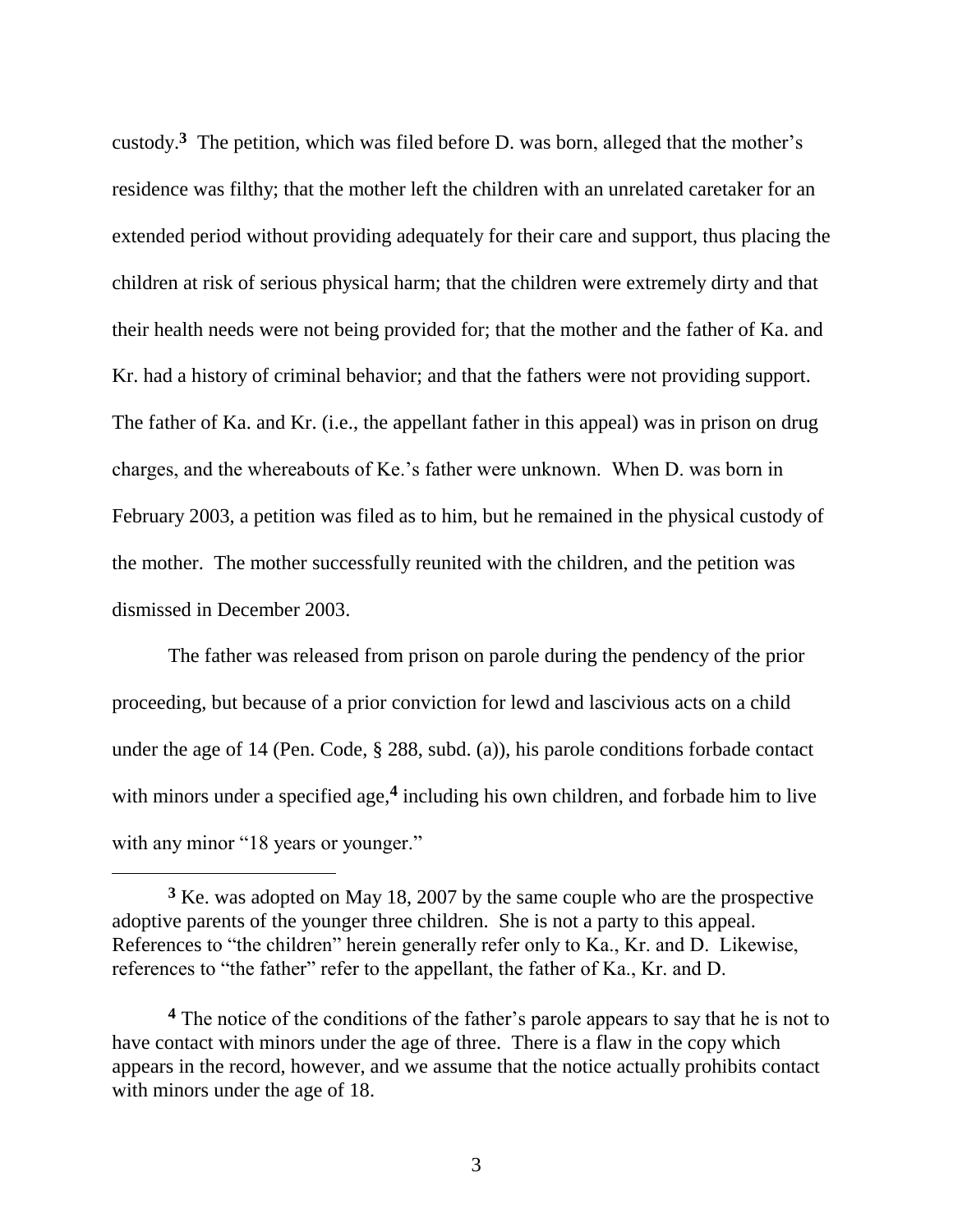custody.[3] The petition, which was filed before D. was born, alleged that the mother's residence was filthy; that the mother left the children with an unrelated caretaker for an extended period without providing adequately for their care and support, thus placing the children at risk of serious physical harm; that the children were extremely dirty and that their health needs were not being provided for; that the mother and the father of Ka. and Kr. had a history of criminal behavior; and that the fathers were not providing support. The father of Ka. and Kr. (i.e., the appellant father in this appeal) was in prison on drug charges, and the whereabouts of Ke.'s father were unknown. When D. was born in February 2003, a petition was filed as to him, but he remained in the physical custody of the mother. The mother successfully reunited with the children, and the petition was dismissed in December 2003.

The father was released from prison on parole during the pendency of the prior proceeding, but because of a prior conviction for lewd and lascivious acts on a child under the age of 14 (Pen. Code, § 288, subd. (a)), his parole conditions forbade contact with minors under a specified age,[4] including his own children, and forbade him to live with any minor "18 years or younger."

---

[3] Ke. was adopted on May 18, 2007 by the same couple who are the prospective adoptive parents of the younger three children. She is not a party to this appeal. References to "the children" herein generally refer only to Ka., Kr. and D. Likewise, references to "the father" refer to the appellant, the father of Ka., Kr. and D.

[4] The notice of the conditions of the father's parole appears to say that he is not to have contact with minors under the age of three. There is a flaw in the copy which appears in the record, however, and we assume that the notice actually prohibits contact with minors under the age of 18.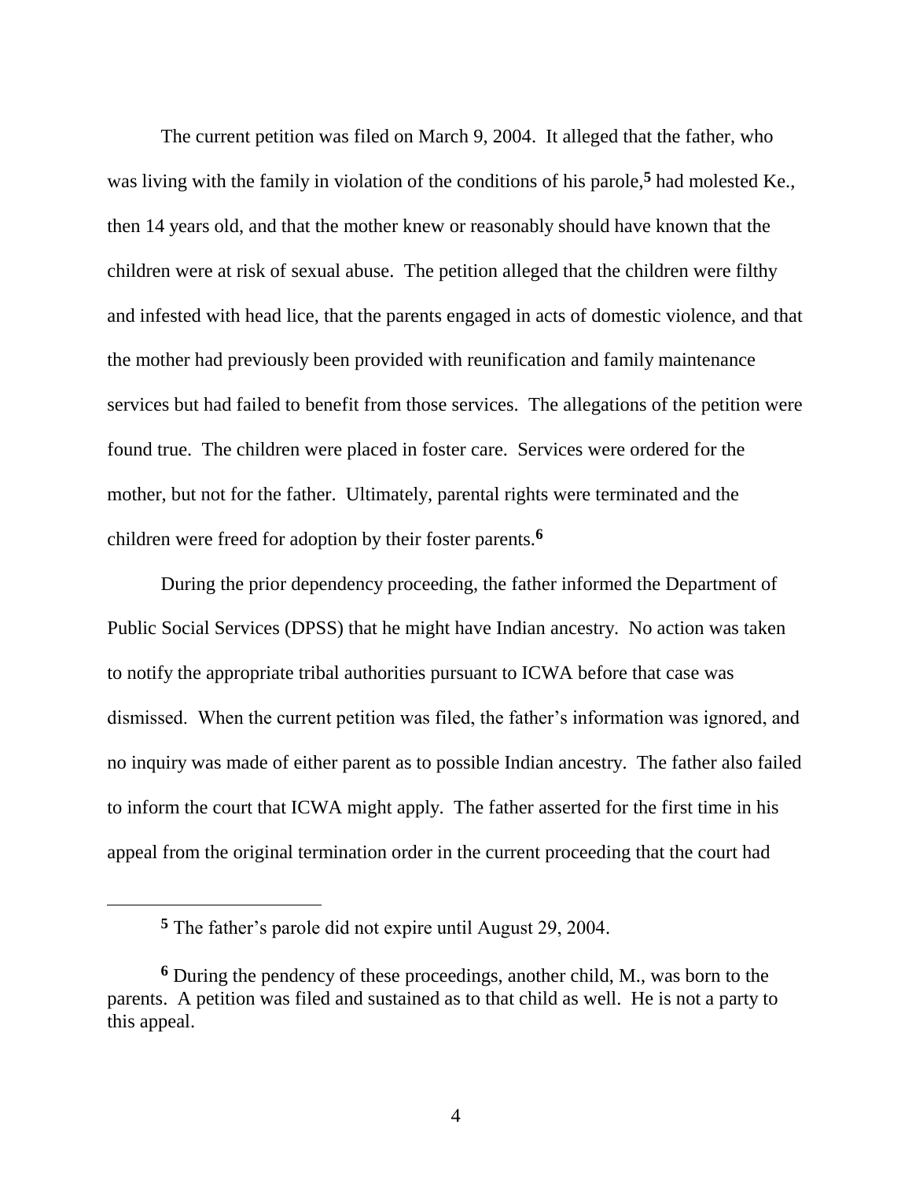The current petition was filed on March 9, 2004. It alleged that the father, who was living with the family in violation of the conditions of his parole,[5] had molested Ke., then 14 years old, and that the mother knew or reasonably should have known that the children were at risk of sexual abuse. The petition alleged that the children were filthy and infested with head lice, that the parents engaged in acts of domestic violence, and that the mother had previously been provided with reunification and family maintenance services but had failed to benefit from those services. The allegations of the petition were found true. The children were placed in foster care. Services were ordered for the mother, but not for the father. Ultimately, parental rights were terminated and the children were freed for adoption by their foster parents.[6]

During the prior dependency proceeding, the father informed the Department of Public Social Services (DPSS) that he might have Indian ancestry. No action was taken to notify the appropriate tribal authorities pursuant to ICWA before that case was dismissed. When the current petition was filed, the father's information was ignored, and no inquiry was made of either parent as to possible Indian ancestry. The father also failed to inform the court that ICWA might apply. The father asserted for the first time in his appeal from the original termination order in the current proceeding that the court had

---

[5] The father's parole did not expire until August 29, 2004.

[6] During the pendency of these proceedings, another child, M., was born to the parents. A petition was filed and sustained as to that child as well. He is not a party to this appeal.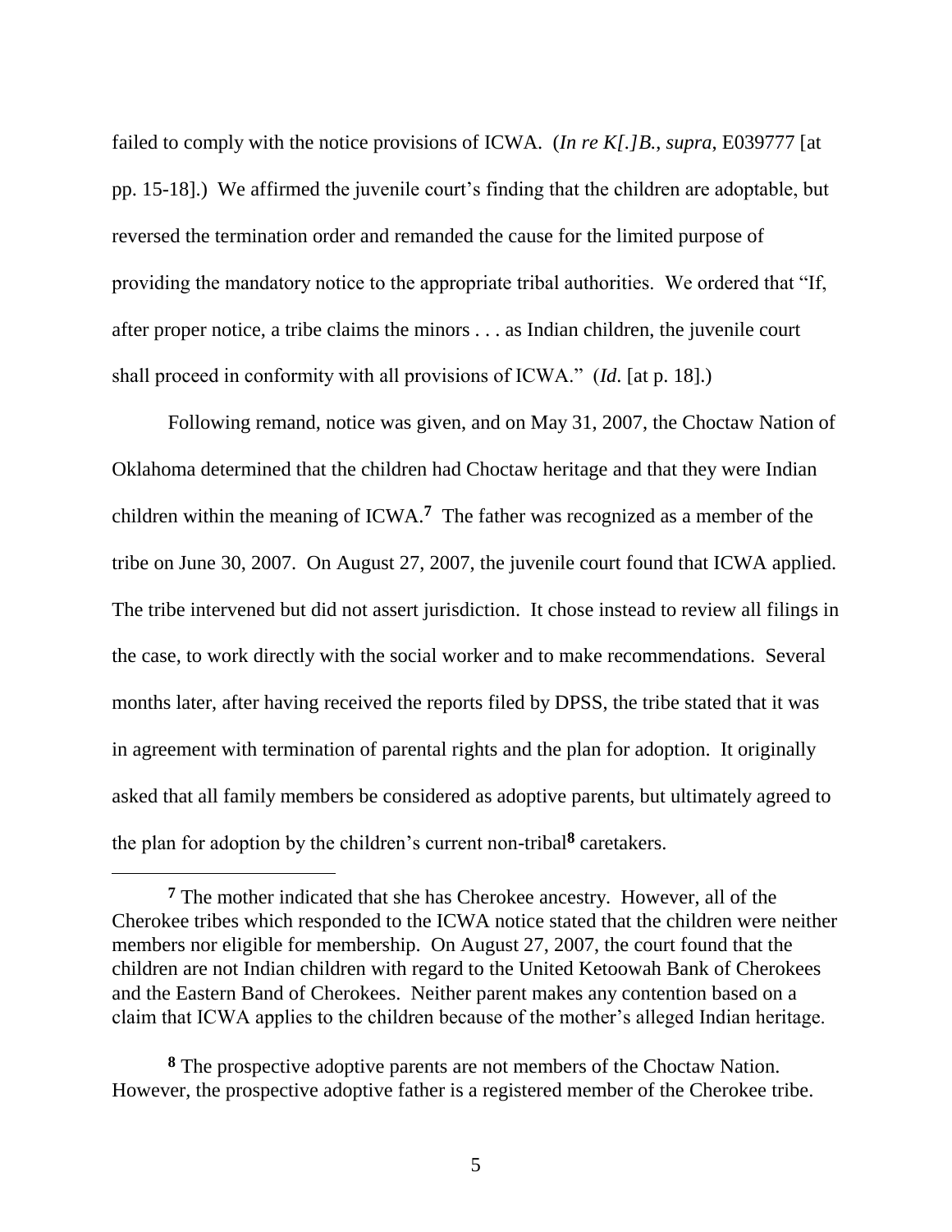failed to comply with the notice provisions of ICWA. (*In re K[.]B.*, *supra*, E039777 [at pp. 15-18].) We affirmed the juvenile court's finding that the children are adoptable, but reversed the termination order and remanded the cause for the limited purpose of providing the mandatory notice to the appropriate tribal authorities. We ordered that "If, after proper notice, a tribe claims the minors . . . as Indian children, the juvenile court shall proceed in conformity with all provisions of ICWA." (*Id.* [at p. 18].)

Following remand, notice was given, and on May 31, 2007, the Choctaw Nation of Oklahoma determined that the children had Choctaw heritage and that they were Indian children within the meaning of ICWA.[7] The father was recognized as a member of the tribe on June 30, 2007. On August 27, 2007, the juvenile court found that ICWA applied. The tribe intervened but did not assert jurisdiction. It chose instead to review all filings in the case, to work directly with the social worker and to make recommendations. Several months later, after having received the reports filed by DPSS, the tribe stated that it was in agreement with termination of parental rights and the plan for adoption. It originally asked that all family members be considered as adoptive parents, but ultimately agreed to the plan for adoption by the children's current non-tribal[8] caretakers.

---

[7] The mother indicated that she has Cherokee ancestry. However, all of the Cherokee tribes which responded to the ICWA notice stated that the children were neither members nor eligible for membership. On August 27, 2007, the court found that the children are not Indian children with regard to the United Ketoowah Bank of Cherokees and the Eastern Band of Cherokees. Neither parent makes any contention based on a claim that ICWA applies to the children because of the mother's alleged Indian heritage.

[8] The prospective adoptive parents are not members of the Choctaw Nation. However, the prospective adoptive father is a registered member of the Cherokee tribe.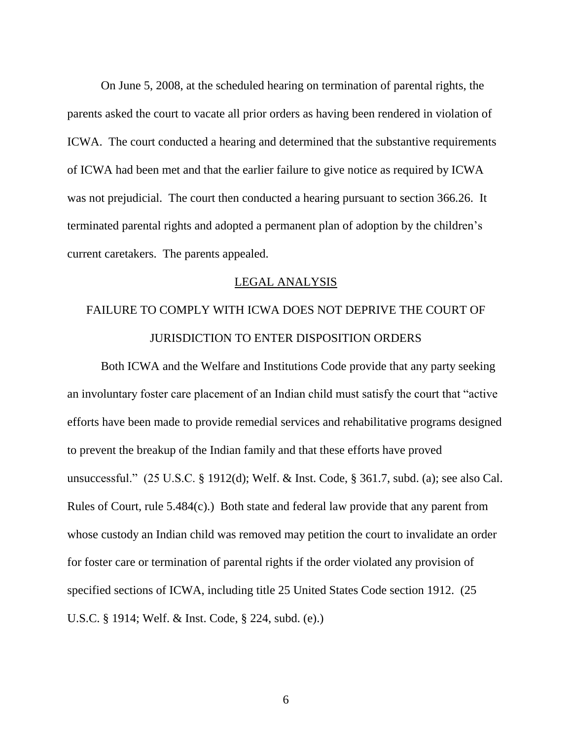On June 5, 2008, at the scheduled hearing on termination of parental rights, the parents asked the court to vacate all prior orders as having been rendered in violation of ICWA. The court conducted a hearing and determined that the substantive requirements of ICWA had been met and that the earlier failure to give notice as required by ICWA was not prejudicial. The court then conducted a hearing pursuant to section 366.26. It terminated parental rights and adopted a permanent plan of adoption by the children's current caretakers. The parents appealed.

## LEGAL ANALYSIS

### FAILURE TO COMPLY WITH ICWA DOES NOT DEPRIVE THE COURT OF JURISDICTION TO ENTER DISPOSITION ORDERS

Both ICWA and the Welfare and Institutions Code provide that any party seeking an involuntary foster care placement of an Indian child must satisfy the court that "active efforts have been made to provide remedial services and rehabilitative programs designed to prevent the breakup of the Indian family and that these efforts have proved unsuccessful." (25 U.S.C. § 1912(d); Welf. & Inst. Code, § 361.7, subd. (a); see also Cal. Rules of Court, rule 5.484(c).) Both state and federal law provide that any parent from whose custody an Indian child was removed may petition the court to invalidate an order for foster care or termination of parental rights if the order violated any provision of specified sections of ICWA, including title 25 United States Code section 1912. (25 U.S.C. § 1914; Welf. & Inst. Code, § 224, subd. (e).)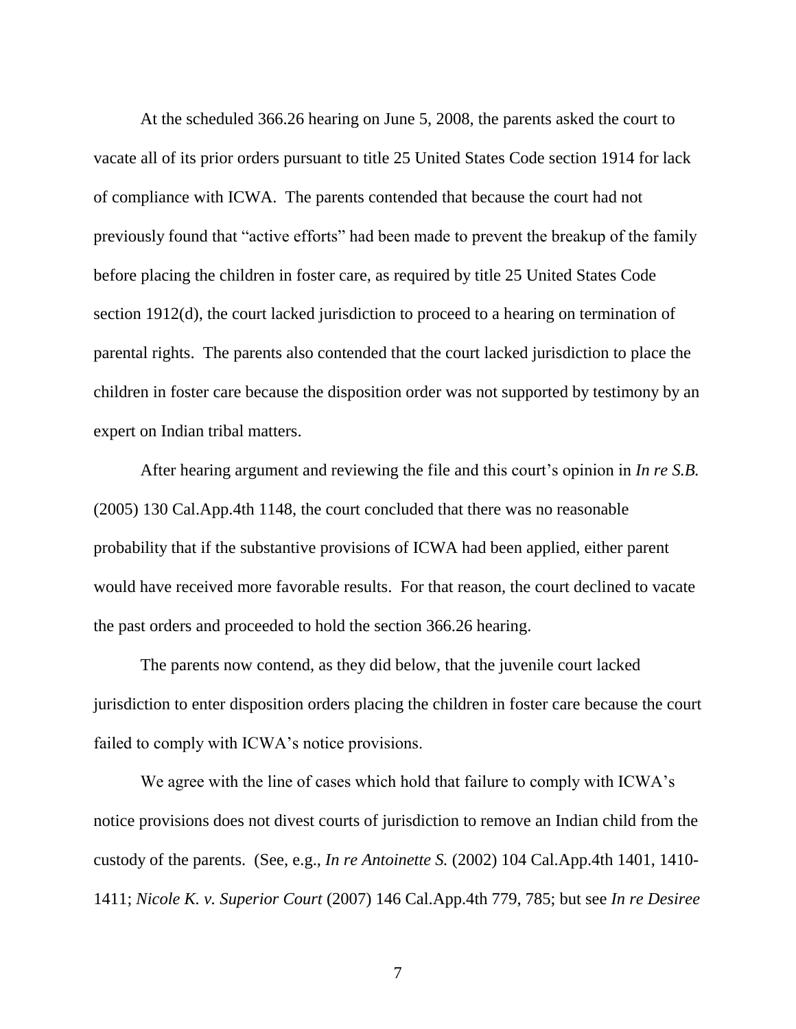At the scheduled 366.26 hearing on June 5, 2008, the parents asked the court to vacate all of its prior orders pursuant to title 25 United States Code section 1914 for lack of compliance with ICWA. The parents contended that because the court had not previously found that "active efforts" had been made to prevent the breakup of the family before placing the children in foster care, as required by title 25 United States Code section 1912(d), the court lacked jurisdiction to proceed to a hearing on termination of parental rights. The parents also contended that the court lacked jurisdiction to place the children in foster care because the disposition order was not supported by testimony by an expert on Indian tribal matters.

After hearing argument and reviewing the file and this court's opinion in *In re S.B.* (2005) 130 Cal.App.4th 1148, the court concluded that there was no reasonable probability that if the substantive provisions of ICWA had been applied, either parent would have received more favorable results. For that reason, the court declined to vacate the past orders and proceeded to hold the section 366.26 hearing.

The parents now contend, as they did below, that the juvenile court lacked jurisdiction to enter disposition orders placing the children in foster care because the court failed to comply with ICWA's notice provisions.

We agree with the line of cases which hold that failure to comply with ICWA's notice provisions does not divest courts of jurisdiction to remove an Indian child from the custody of the parents. (See, e.g., *In re Antoinette S.* (2002) 104 Cal.App.4th 1401, 1410-1411; *Nicole K. v. Superior Court* (2007) 146 Cal.App.4th 779, 785; but see *In re Desiree*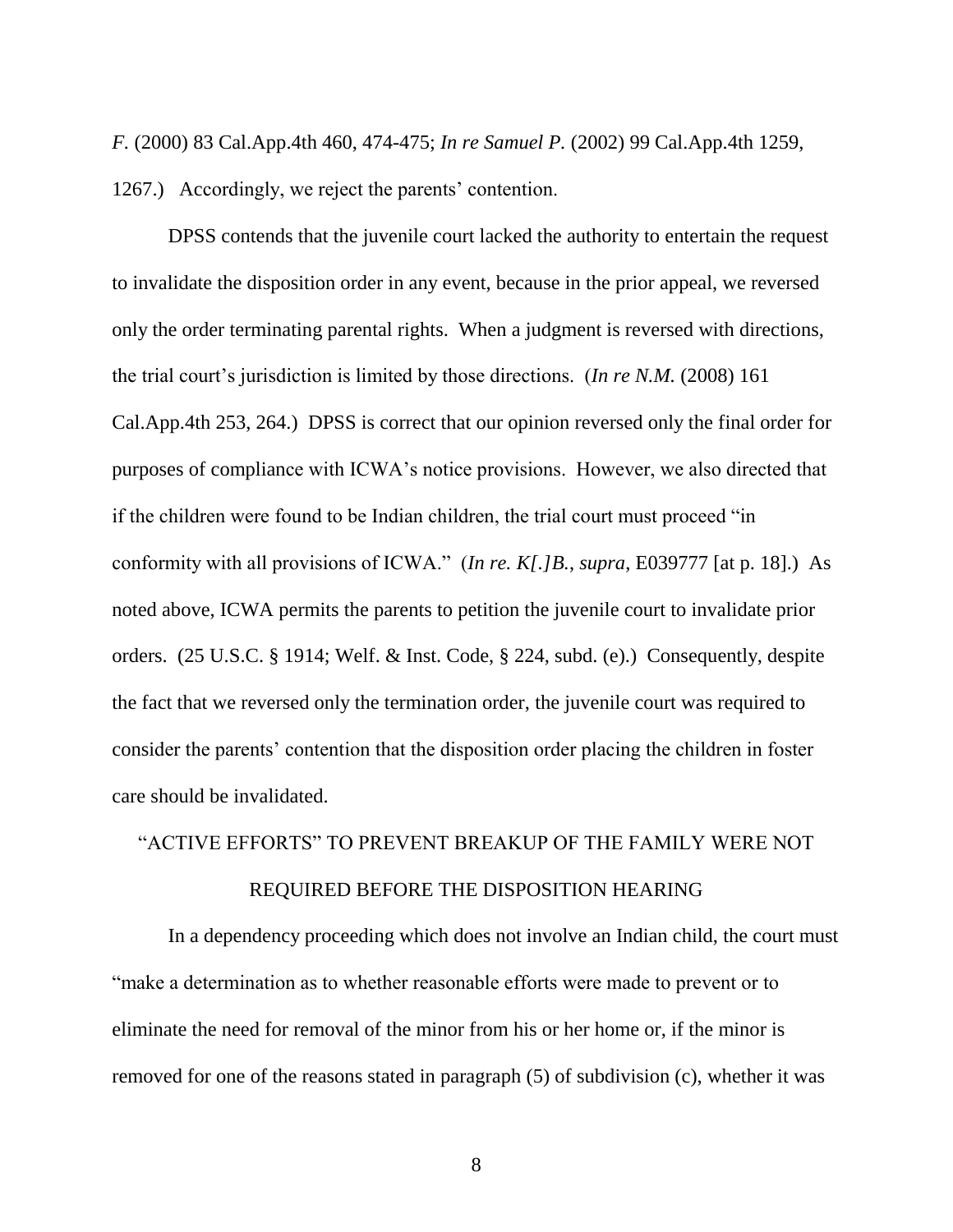*F.* (2000) 83 Cal.App.4th 460, 474-475; *In re Samuel P.* (2002) 99 Cal.App.4th 1259, 1267.) Accordingly, we reject the parents' contention.

DPSS contends that the juvenile court lacked the authority to entertain the request to invalidate the disposition order in any event, because in the prior appeal, we reversed only the order terminating parental rights. When a judgment is reversed with directions, the trial court's jurisdiction is limited by those directions. (*In re N.M.* (2008) 161 Cal.App.4th 253, 264.) DPSS is correct that our opinion reversed only the final order for purposes of compliance with ICWA's notice provisions. However, we also directed that if the children were found to be Indian children, the trial court must proceed "in conformity with all provisions of ICWA." (*In re. K[.]B.*, *supra*, E039777 [at p. 18].) As noted above, ICWA permits the parents to petition the juvenile court to invalidate prior orders. (25 U.S.C. § 1914; Welf. & Inst. Code, § 224, subd. (e).) Consequently, despite the fact that we reversed only the termination order, the juvenile court was required to consider the parents' contention that the disposition order placing the children in foster care should be invalidated.

## "ACTIVE EFFORTS" TO PREVENT BREAKUP OF THE FAMILY WERE NOT REQUIRED BEFORE THE DISPOSITION HEARING

In a dependency proceeding which does not involve an Indian child, the court must "make a determination as to whether reasonable efforts were made to prevent or to eliminate the need for removal of the minor from his or her home or, if the minor is removed for one of the reasons stated in paragraph (5) of subdivision (c), whether it was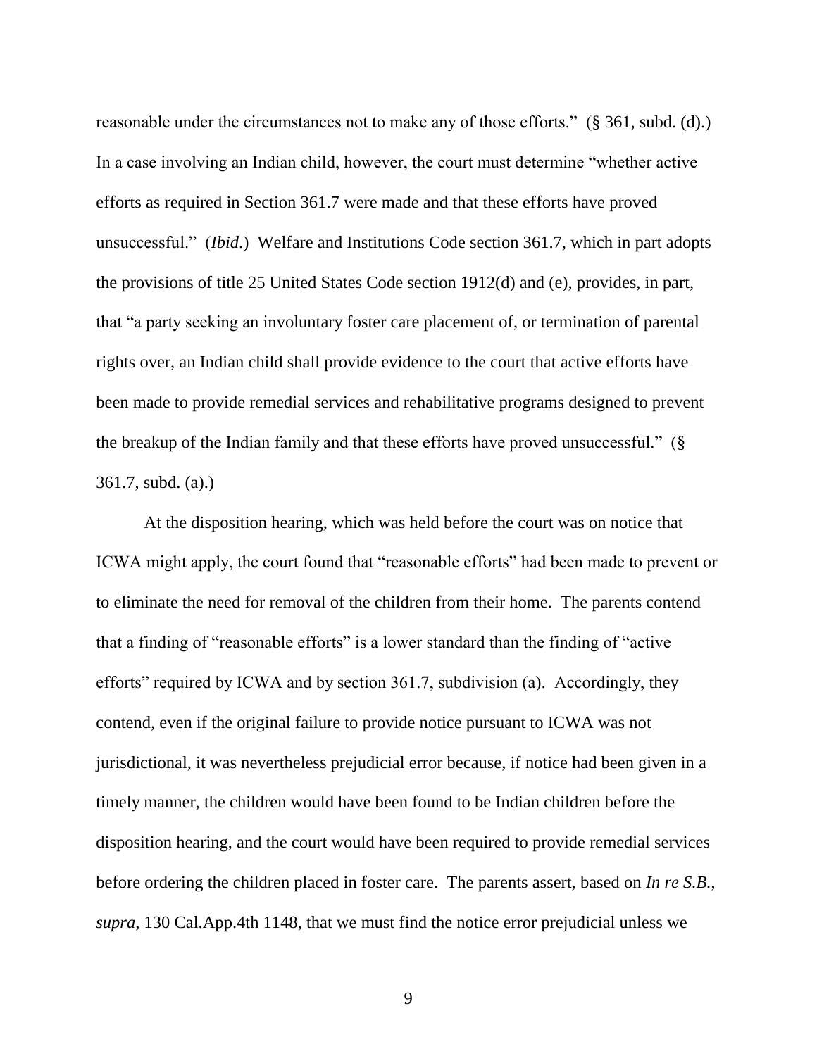reasonable under the circumstances not to make any of those efforts." (§ 361, subd. (d).) In a case involving an Indian child, however, the court must determine "whether active efforts as required in Section 361.7 were made and that these efforts have proved unsuccessful." (*Ibid*.) Welfare and Institutions Code section 361.7, which in part adopts the provisions of title 25 United States Code section 1912(d) and (e), provides, in part, that "a party seeking an involuntary foster care placement of, or termination of parental rights over, an Indian child shall provide evidence to the court that active efforts have been made to provide remedial services and rehabilitative programs designed to prevent the breakup of the Indian family and that these efforts have proved unsuccessful." (§ 361.7, subd. (a).)

At the disposition hearing, which was held before the court was on notice that ICWA might apply, the court found that "reasonable efforts" had been made to prevent or to eliminate the need for removal of the children from their home. The parents contend that a finding of "reasonable efforts" is a lower standard than the finding of "active efforts" required by ICWA and by section 361.7, subdivision (a). Accordingly, they contend, even if the original failure to provide notice pursuant to ICWA was not jurisdictional, it was nevertheless prejudicial error because, if notice had been given in a timely manner, the children would have been found to be Indian children before the disposition hearing, and the court would have been required to provide remedial services before ordering the children placed in foster care. The parents assert, based on *In re S.B., supra,* 130 Cal.App.4th 1148, that we must find the notice error prejudicial unless we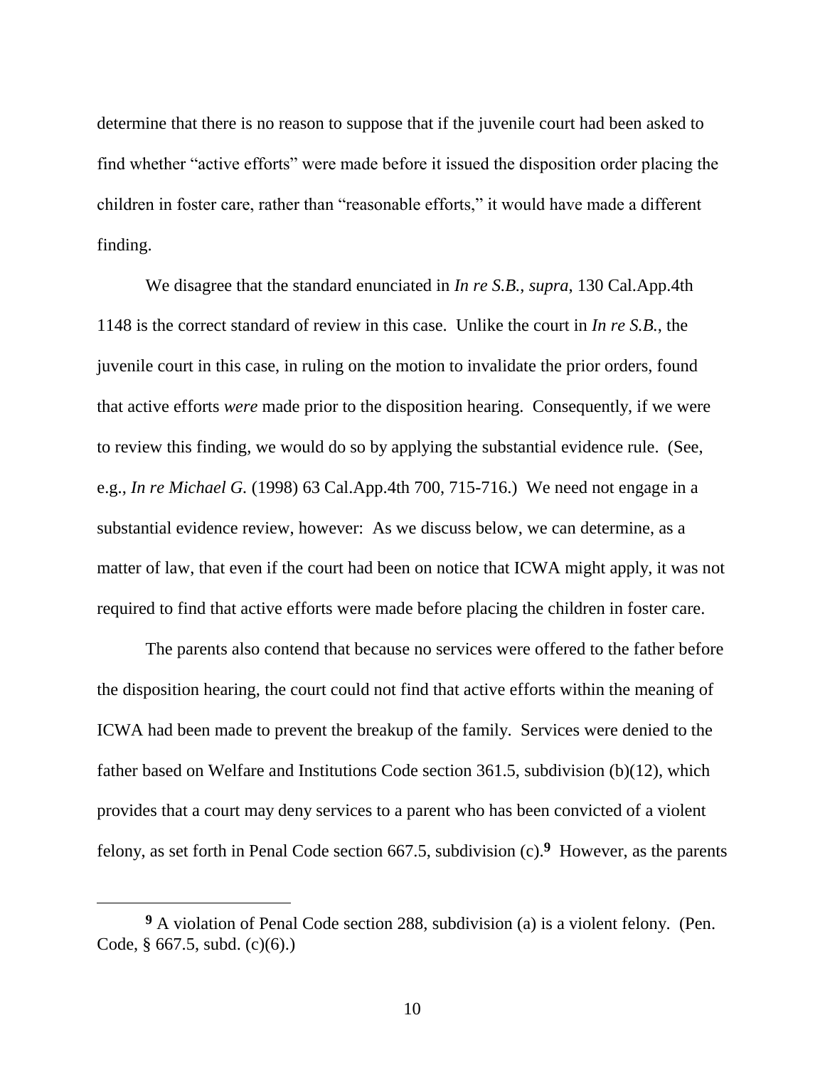determine that there is no reason to suppose that if the juvenile court had been asked to find whether "active efforts" were made before it issued the disposition order placing the children in foster care, rather than "reasonable efforts," it would have made a different finding.

We disagree that the standard enunciated in *In re S.B.*, *supra*, 130 Cal.App.4th 1148 is the correct standard of review in this case. Unlike the court in *In re S.B.*, the juvenile court in this case, in ruling on the motion to invalidate the prior orders, found that active efforts *were* made prior to the disposition hearing. Consequently, if we were to review this finding, we would do so by applying the substantial evidence rule. (See, e.g., *In re Michael G.* (1998) 63 Cal.App.4th 700, 715-716.) We need not engage in a substantial evidence review, however: As we discuss below, we can determine, as a matter of law, that even if the court had been on notice that ICWA might apply, it was not required to find that active efforts were made before placing the children in foster care.

The parents also contend that because no services were offered to the father before the disposition hearing, the court could not find that active efforts within the meaning of ICWA had been made to prevent the breakup of the family. Services were denied to the father based on Welfare and Institutions Code section 361.5, subdivision (b)(12), which provides that a court may deny services to a parent who has been convicted of a violent felony, as set forth in Penal Code section 667.5, subdivision (c).[9] However, as the parents

---

[9] A violation of Penal Code section 288, subdivision (a) is a violent felony. (Pen. Code, § 667.5, subd. (c)(6).)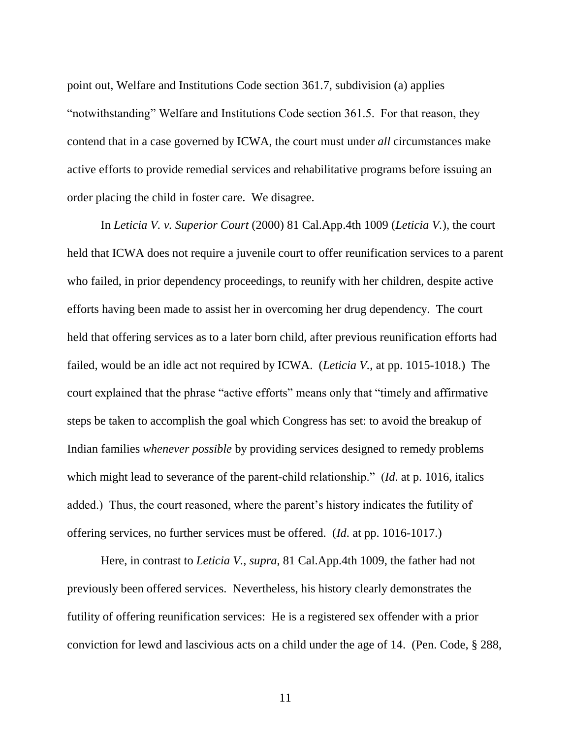point out, Welfare and Institutions Code section 361.7, subdivision (a) applies "notwithstanding" Welfare and Institutions Code section 361.5. For that reason, they contend that in a case governed by ICWA, the court must under *all* circumstances make active efforts to provide remedial services and rehabilitative programs before issuing an order placing the child in foster care. We disagree.

In *Leticia V. v. Superior Court* (2000) 81 Cal.App.4th 1009 (*Leticia V.*), the court held that ICWA does not require a juvenile court to offer reunification services to a parent who failed, in prior dependency proceedings, to reunify with her children, despite active efforts having been made to assist her in overcoming her drug dependency. The court held that offering services as to a later born child, after previous reunification efforts had failed, would be an idle act not required by ICWA. (*Leticia V.*, at pp. 1015-1018.) The court explained that the phrase "active efforts" means only that "timely and affirmative steps be taken to accomplish the goal which Congress has set: to avoid the breakup of Indian families *whenever possible* by providing services designed to remedy problems which might lead to severance of the parent-child relationship." (*Id*. at p. 1016, italics added.) Thus, the court reasoned, where the parent's history indicates the futility of offering services, no further services must be offered. (*Id*. at pp. 1016-1017.)

Here, in contrast to *Leticia V., supra*, 81 Cal.App.4th 1009, the father had not previously been offered services. Nevertheless, his history clearly demonstrates the futility of offering reunification services: He is a registered sex offender with a prior conviction for lewd and lascivious acts on a child under the age of 14. (Pen. Code, § 288,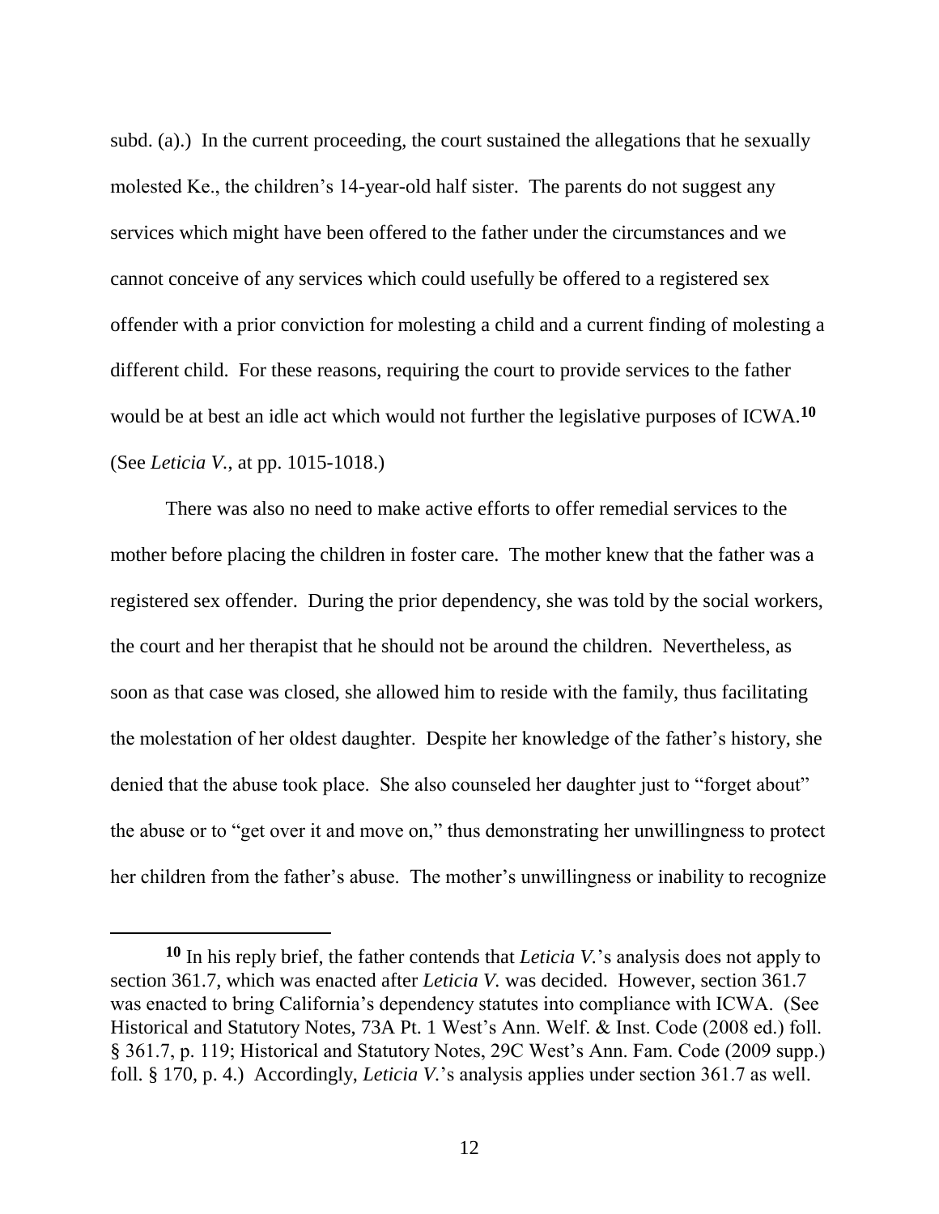subd. (a).) In the current proceeding, the court sustained the allegations that he sexually molested Ke., the children's 14-year-old half sister. The parents do not suggest any services which might have been offered to the father under the circumstances and we cannot conceive of any services which could usefully be offered to a registered sex offender with a prior conviction for molesting a child and a current finding of molesting a different child. For these reasons, requiring the court to provide services to the father would be at best an idle act which would not further the legislative purposes of ICWA.[10] (See *Leticia V.*, at pp. 1015-1018.)

There was also no need to make active efforts to offer remedial services to the mother before placing the children in foster care. The mother knew that the father was a registered sex offender. During the prior dependency, she was told by the social workers, the court and her therapist that he should not be around the children. Nevertheless, as soon as that case was closed, she allowed him to reside with the family, thus facilitating the molestation of her oldest daughter. Despite her knowledge of the father's history, she denied that the abuse took place. She also counseled her daughter just to "forget about" the abuse or to "get over it and move on," thus demonstrating her unwillingness to protect her children from the father's abuse. The mother's unwillingness or inability to recognize

---

[10] In his reply brief, the father contends that *Leticia V.*'s analysis does not apply to section 361.7, which was enacted after *Leticia V.* was decided. However, section 361.7 was enacted to bring California's dependency statutes into compliance with ICWA. (See Historical and Statutory Notes, 73A Pt. 1 West's Ann. Welf. & Inst. Code (2008 ed.) foll. § 361.7, p. 119; Historical and Statutory Notes, 29C West's Ann. Fam. Code (2009 supp.) foll. § 170, p. 4.) Accordingly, *Leticia V.*'s analysis applies under section 361.7 as well.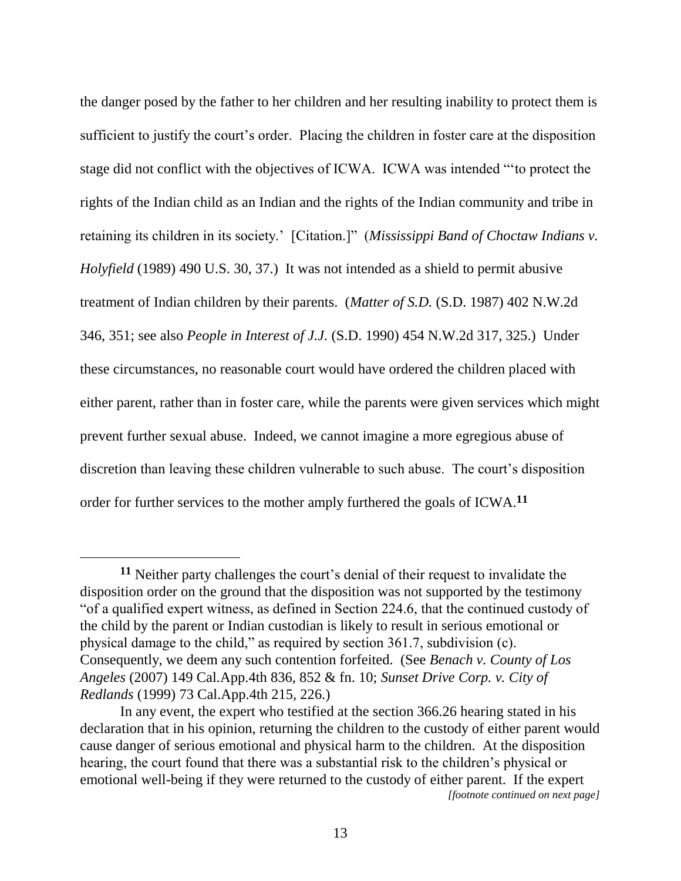the danger posed by the father to her children and her resulting inability to protect them is sufficient to justify the court's order. Placing the children in foster care at the disposition stage did not conflict with the objectives of ICWA. ICWA was intended "'to protect the rights of the Indian child as an Indian and the rights of the Indian community and tribe in retaining its children in its society.' [Citation.]" (*Mississippi Band of Choctaw Indians v. Holyfield* (1989) 490 U.S. 30, 37.) It was not intended as a shield to permit abusive treatment of Indian children by their parents. (*Matter of S.D.* (S.D. 1987) 402 N.W.2d 346, 351; see also *People in Interest of J.J.* (S.D. 1990) 454 N.W.2d 317, 325.) Under these circumstances, no reasonable court would have ordered the children placed with either parent, rather than in foster care, while the parents were given services which might prevent further sexual abuse. Indeed, we cannot imagine a more egregious abuse of discretion than leaving these children vulnerable to such abuse. The court's disposition order for further services to the mother amply furthered the goals of ICWA.[11]

---

[11] Neither party challenges the court's denial of their request to invalidate the disposition order on the ground that the disposition was not supported by the testimony "of a qualified expert witness, as defined in Section 224.6, that the continued custody of the child by the parent or Indian custodian is likely to result in serious emotional or physical damage to the child," as required by section 361.7, subdivision (c). Consequently, we deem any such contention forfeited. (See *Benach v. County of Los Angeles* (2007) 149 Cal.App.4th 836, 852 & fn. 10; *Sunset Drive Corp. v. City of Redlands* (1999) 73 Cal.App.4th 215, 226.)

In any event, the expert who testified at the section 366.26 hearing stated in his declaration that in his opinion, returning the children to the custody of either parent would cause danger of serious emotional and physical harm to the children. At the disposition hearing, the court found that there was a substantial risk to the children's physical or emotional well-being if they were returned to the custody of either parent. If the expert

*[footnote continued on next page]*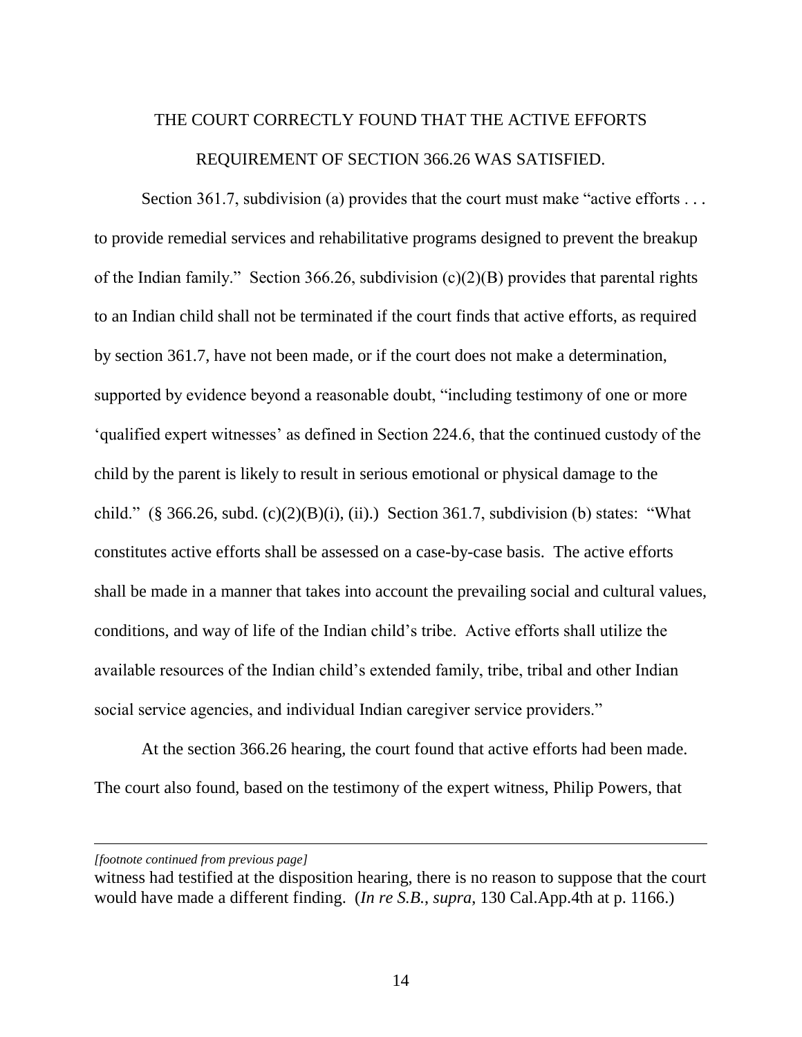## THE COURT CORRECTLY FOUND THAT THE ACTIVE EFFORTS REQUIREMENT OF SECTION 366.26 WAS SATISFIED.

Section 361.7, subdivision (a) provides that the court must make "active efforts . . . to provide remedial services and rehabilitative programs designed to prevent the breakup of the Indian family." Section 366.26, subdivision (c)(2)(B) provides that parental rights to an Indian child shall not be terminated if the court finds that active efforts, as required by section 361.7, have not been made, or if the court does not make a determination, supported by evidence beyond a reasonable doubt, "including testimony of one or more 'qualified expert witnesses' as defined in Section 224.6, that the continued custody of the child by the parent is likely to result in serious emotional or physical damage to the child." (§ 366.26, subd. (c)(2)(B)(i), (ii).) Section 361.7, subdivision (b) states: "What constitutes active efforts shall be assessed on a case-by-case basis. The active efforts shall be made in a manner that takes into account the prevailing social and cultural values, conditions, and way of life of the Indian child's tribe. Active efforts shall utilize the available resources of the Indian child's extended family, tribe, tribal and other Indian social service agencies, and individual Indian caregiver service providers."

At the section 366.26 hearing, the court found that active efforts had been made. The court also found, based on the testimony of the expert witness, Philip Powers, that

---

*[footnote continued from previous page]*

witness had testified at the disposition hearing, there is no reason to suppose that the court would have made a different finding. (*In re S.B.*, *supra*, 130 Cal.App.4th at p. 1166.)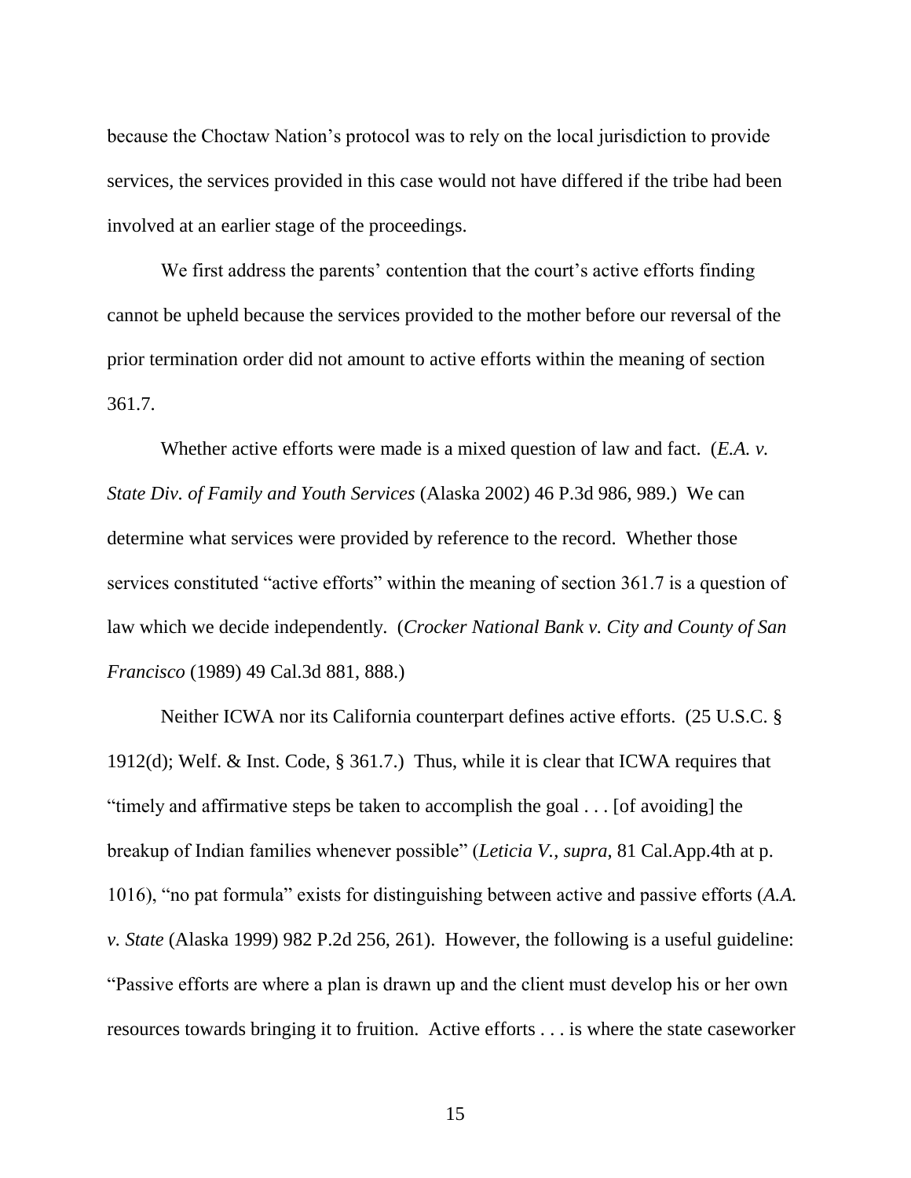because the Choctaw Nation's protocol was to rely on the local jurisdiction to provide services, the services provided in this case would not have differed if the tribe had been involved at an earlier stage of the proceedings.

We first address the parents' contention that the court's active efforts finding cannot be upheld because the services provided to the mother before our reversal of the prior termination order did not amount to active efforts within the meaning of section 361.7.

Whether active efforts were made is a mixed question of law and fact. (*E.A. v. State Div. of Family and Youth Services* (Alaska 2002) 46 P.3d 986, 989.) We can determine what services were provided by reference to the record. Whether those services constituted "active efforts" within the meaning of section 361.7 is a question of law which we decide independently. (*Crocker National Bank v. City and County of San Francisco* (1989) 49 Cal.3d 881, 888.)

Neither ICWA nor its California counterpart defines active efforts. (25 U.S.C. § 1912(d); Welf. & Inst. Code, § 361.7.) Thus, while it is clear that ICWA requires that "timely and affirmative steps be taken to accomplish the goal . . . [of avoiding] the breakup of Indian families whenever possible" (*Leticia V.*, *supra*, 81 Cal.App.4th at p. 1016), "no pat formula" exists for distinguishing between active and passive efforts (*A.A. v. State* (Alaska 1999) 982 P.2d 256, 261). However, the following is a useful guideline: "Passive efforts are where a plan is drawn up and the client must develop his or her own resources towards bringing it to fruition. Active efforts . . . is where the state caseworker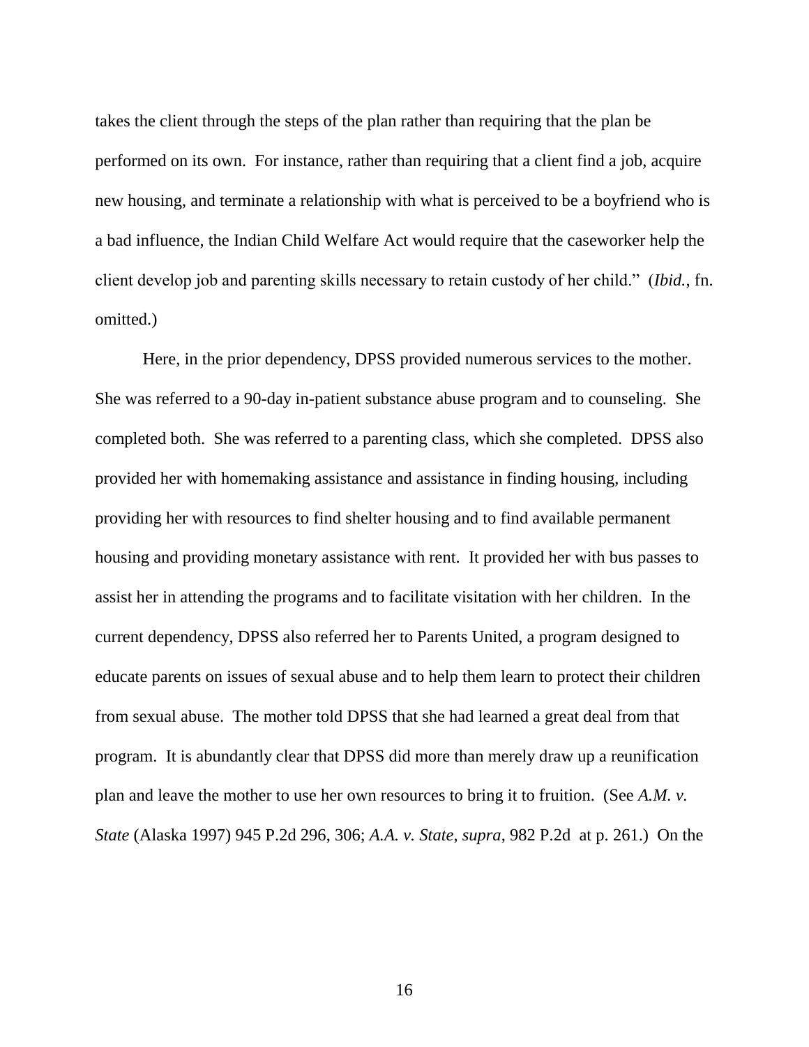takes the client through the steps of the plan rather than requiring that the plan be performed on its own. For instance, rather than requiring that a client find a job, acquire new housing, and terminate a relationship with what is perceived to be a boyfriend who is a bad influence, the Indian Child Welfare Act would require that the caseworker help the client develop job and parenting skills necessary to retain custody of her child." (*Ibid.*, fn. omitted.)

Here, in the prior dependency, DPSS provided numerous services to the mother. She was referred to a 90-day in-patient substance abuse program and to counseling. She completed both. She was referred to a parenting class, which she completed. DPSS also provided her with homemaking assistance and assistance in finding housing, including providing her with resources to find shelter housing and to find available permanent housing and providing monetary assistance with rent. It provided her with bus passes to assist her in attending the programs and to facilitate visitation with her children. In the current dependency, DPSS also referred her to Parents United, a program designed to educate parents on issues of sexual abuse and to help them learn to protect their children from sexual abuse. The mother told DPSS that she had learned a great deal from that program. It is abundantly clear that DPSS did more than merely draw up a reunification plan and leave the mother to use her own resources to bring it to fruition. (See *A.M. v. State* (Alaska 1997) 945 P.2d 296, 306; *A.A. v. State, supra*, 982 P.2d at p. 261.) On the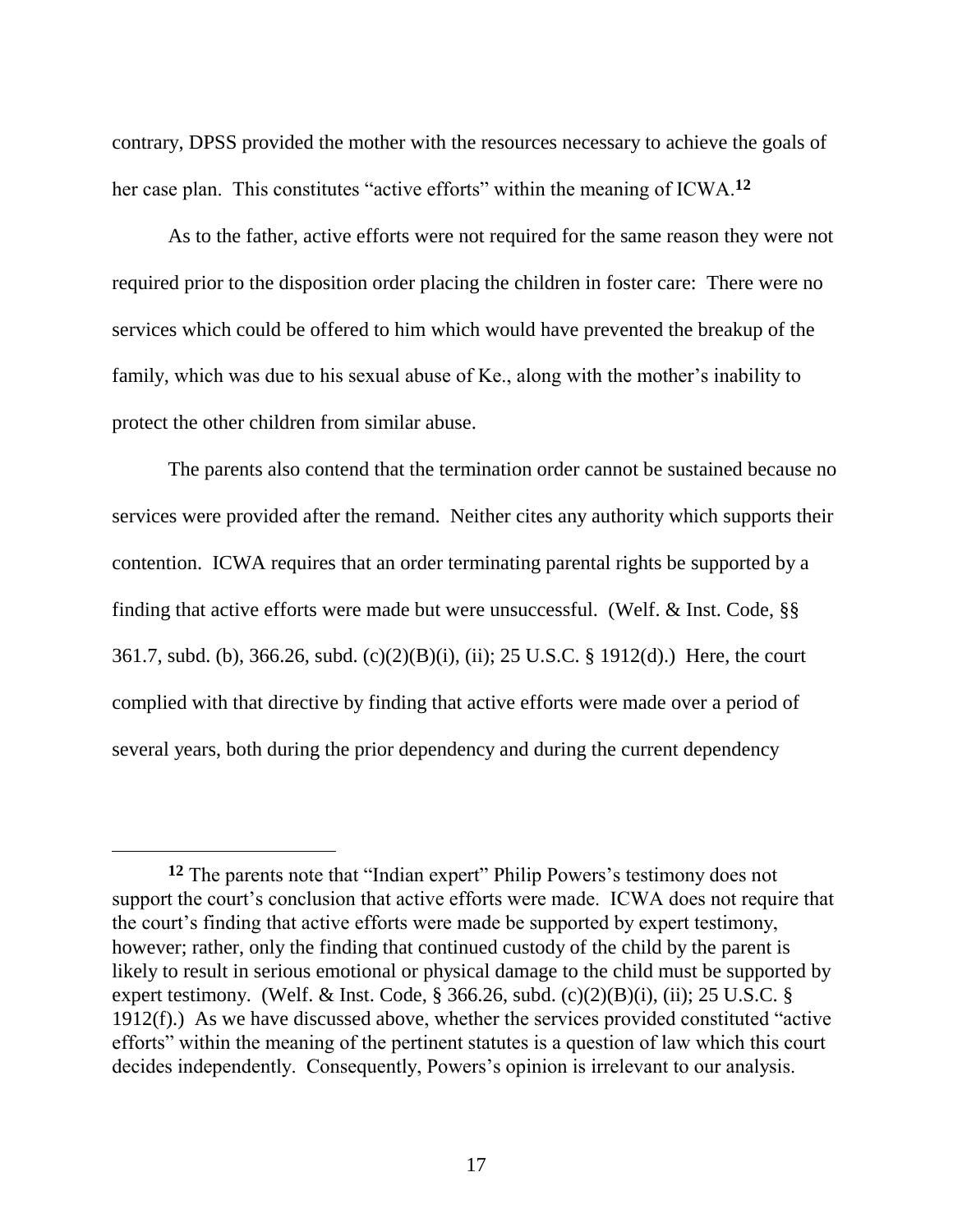contrary, DPSS provided the mother with the resources necessary to achieve the goals of her case plan. This constitutes "active efforts" within the meaning of ICWA.[12]

As to the father, active efforts were not required for the same reason they were not required prior to the disposition order placing the children in foster care: There were no services which could be offered to him which would have prevented the breakup of the family, which was due to his sexual abuse of Ke., along with the mother's inability to protect the other children from similar abuse.

The parents also contend that the termination order cannot be sustained because no services were provided after the remand. Neither cites any authority which supports their contention. ICWA requires that an order terminating parental rights be supported by a finding that active efforts were made but were unsuccessful. (Welf. & Inst. Code, §§ 361.7, subd. (b), 366.26, subd. (c)(2)(B)(i), (ii); 25 U.S.C. § 1912(d).) Here, the court complied with that directive by finding that active efforts were made over a period of several years, both during the prior dependency and during the current dependency

---

[12] The parents note that "Indian expert" Philip Powers's testimony does not support the court's conclusion that active efforts were made. ICWA does not require that the court's finding that active efforts were made be supported by expert testimony, however; rather, only the finding that continued custody of the child by the parent is likely to result in serious emotional or physical damage to the child must be supported by expert testimony. (Welf. & Inst. Code, § 366.26, subd. (c)(2)(B)(i), (ii); 25 U.S.C. § 1912(f).) As we have discussed above, whether the services provided constituted "active efforts" within the meaning of the pertinent statutes is a question of law which this court decides independently. Consequently, Powers's opinion is irrelevant to our analysis.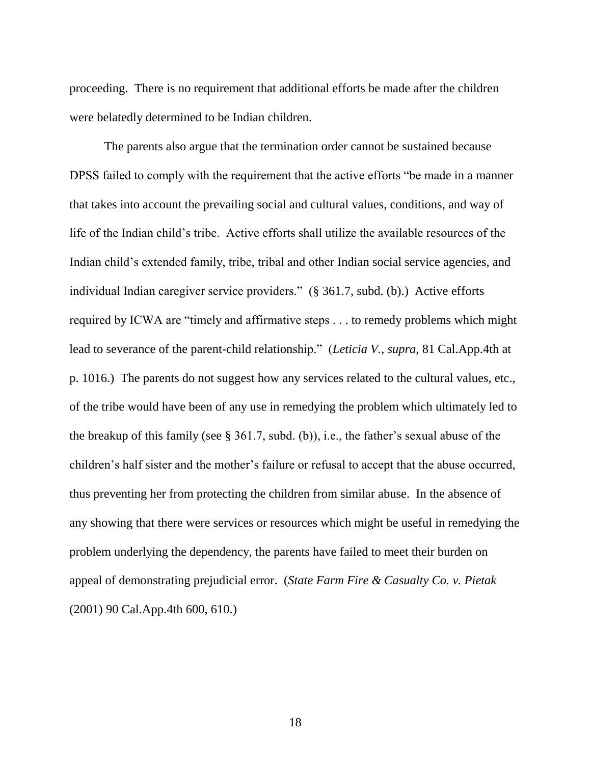proceeding. There is no requirement that additional efforts be made after the children were belatedly determined to be Indian children.

The parents also argue that the termination order cannot be sustained because DPSS failed to comply with the requirement that the active efforts "be made in a manner that takes into account the prevailing social and cultural values, conditions, and way of life of the Indian child's tribe. Active efforts shall utilize the available resources of the Indian child's extended family, tribe, tribal and other Indian social service agencies, and individual Indian caregiver service providers." (§ 361.7, subd. (b).) Active efforts required by ICWA are "timely and affirmative steps . . . to remedy problems which might lead to severance of the parent-child relationship." (*Leticia V.*, *supra*, 81 Cal.App.4th at p. 1016.) The parents do not suggest how any services related to the cultural values, etc., of the tribe would have been of any use in remedying the problem which ultimately led to the breakup of this family (see § 361.7, subd. (b)), i.e., the father's sexual abuse of the children's half sister and the mother's failure or refusal to accept that the abuse occurred, thus preventing her from protecting the children from similar abuse. In the absence of any showing that there were services or resources which might be useful in remedying the problem underlying the dependency, the parents have failed to meet their burden on appeal of demonstrating prejudicial error. (*State Farm Fire & Casualty Co. v. Pietak* (2001) 90 Cal.App.4th 600, 610.)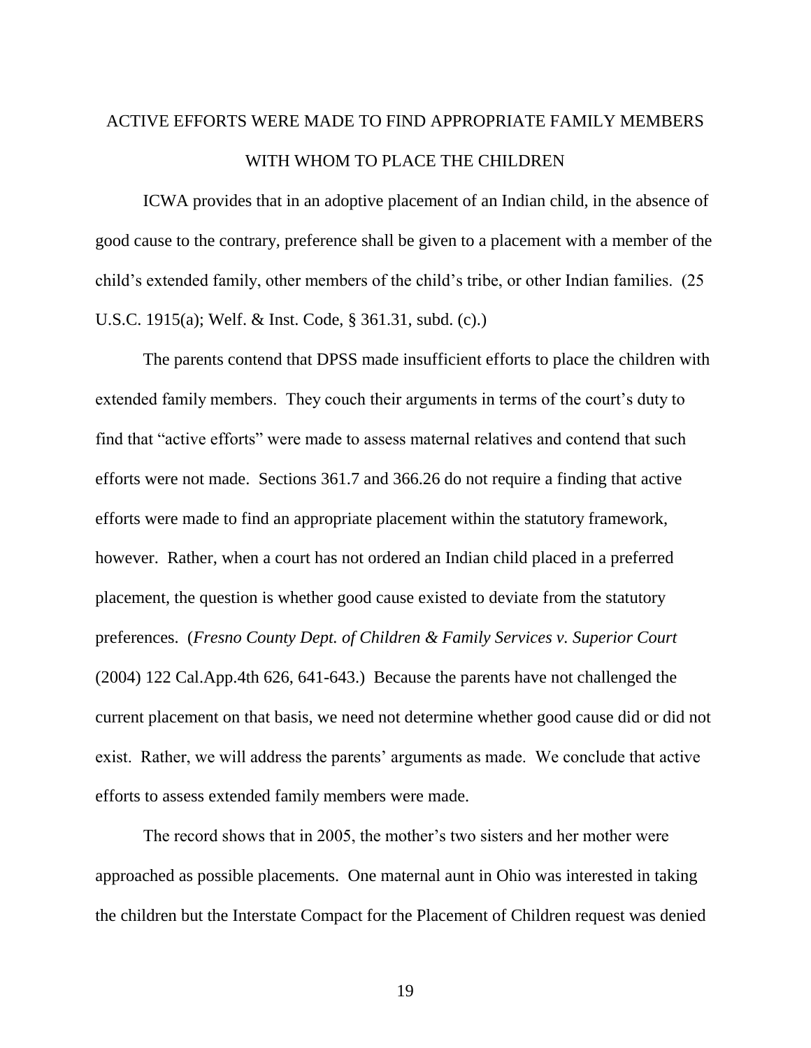## ACTIVE EFFORTS WERE MADE TO FIND APPROPRIATE FAMILY MEMBERS WITH WHOM TO PLACE THE CHILDREN

ICWA provides that in an adoptive placement of an Indian child, in the absence of good cause to the contrary, preference shall be given to a placement with a member of the child's extended family, other members of the child's tribe, or other Indian families. (25 U.S.C. 1915(a); Welf. & Inst. Code, § 361.31, subd. (c).)

The parents contend that DPSS made insufficient efforts to place the children with extended family members. They couch their arguments in terms of the court's duty to find that "active efforts" were made to assess maternal relatives and contend that such efforts were not made. Sections 361.7 and 366.26 do not require a finding that active efforts were made to find an appropriate placement within the statutory framework, however. Rather, when a court has not ordered an Indian child placed in a preferred placement, the question is whether good cause existed to deviate from the statutory preferences. (*Fresno County Dept. of Children & Family Services v. Superior Court* (2004) 122 Cal.App.4th 626, 641-643.) Because the parents have not challenged the current placement on that basis, we need not determine whether good cause did or did not exist. Rather, we will address the parents' arguments as made. We conclude that active efforts to assess extended family members were made.

The record shows that in 2005, the mother's two sisters and her mother were approached as possible placements. One maternal aunt in Ohio was interested in taking the children but the Interstate Compact for the Placement of Children request was denied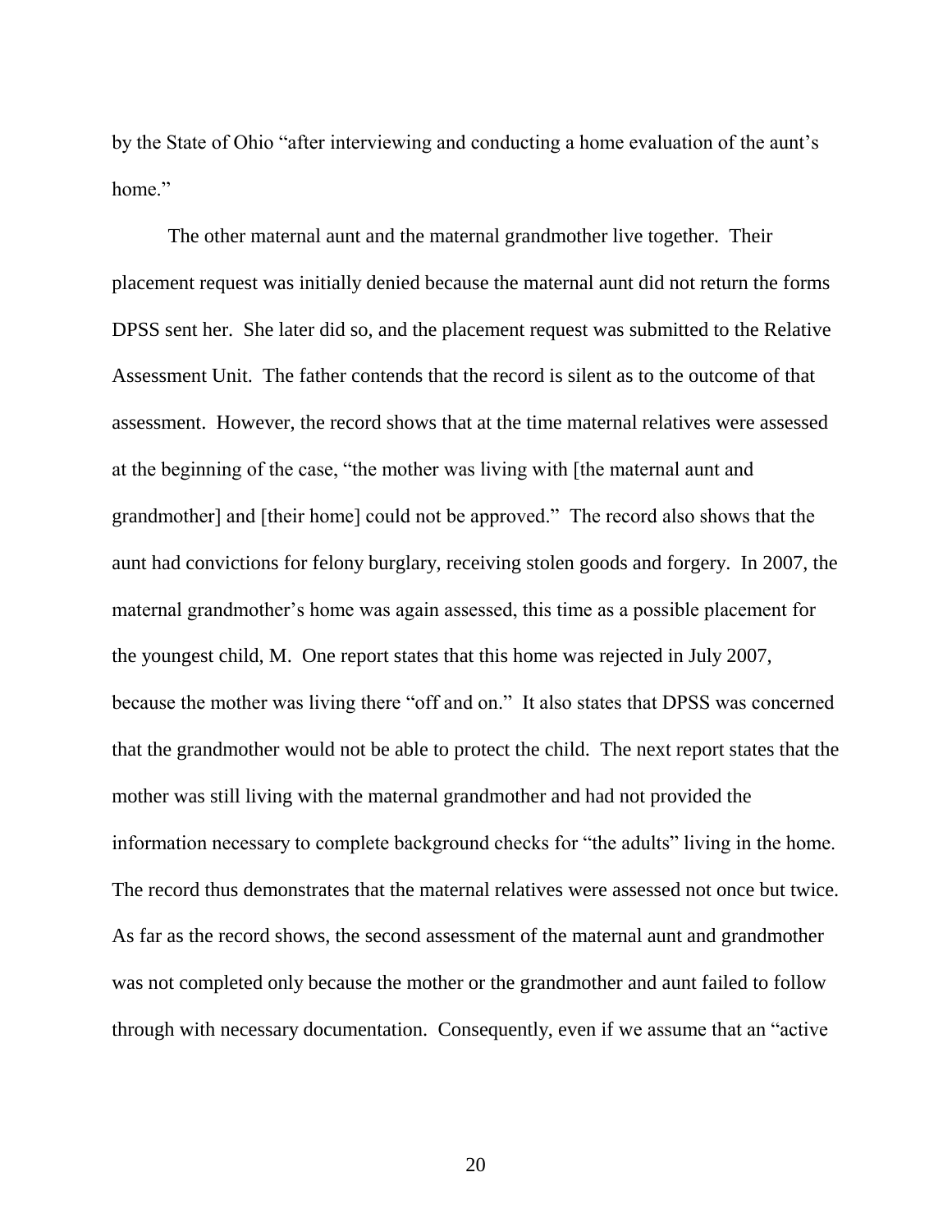by the State of Ohio "after interviewing and conducting a home evaluation of the aunt's home."

The other maternal aunt and the maternal grandmother live together. Their placement request was initially denied because the maternal aunt did not return the forms DPSS sent her. She later did so, and the placement request was submitted to the Relative Assessment Unit. The father contends that the record is silent as to the outcome of that assessment. However, the record shows that at the time maternal relatives were assessed at the beginning of the case, "the mother was living with [the maternal aunt and grandmother] and [their home] could not be approved." The record also shows that the aunt had convictions for felony burglary, receiving stolen goods and forgery. In 2007, the maternal grandmother's home was again assessed, this time as a possible placement for the youngest child, M. One report states that this home was rejected in July 2007, because the mother was living there "off and on." It also states that DPSS was concerned that the grandmother would not be able to protect the child. The next report states that the mother was still living with the maternal grandmother and had not provided the information necessary to complete background checks for "the adults" living in the home. The record thus demonstrates that the maternal relatives were assessed not once but twice. As far as the record shows, the second assessment of the maternal aunt and grandmother was not completed only because the mother or the grandmother and aunt failed to follow through with necessary documentation. Consequently, even if we assume that an "active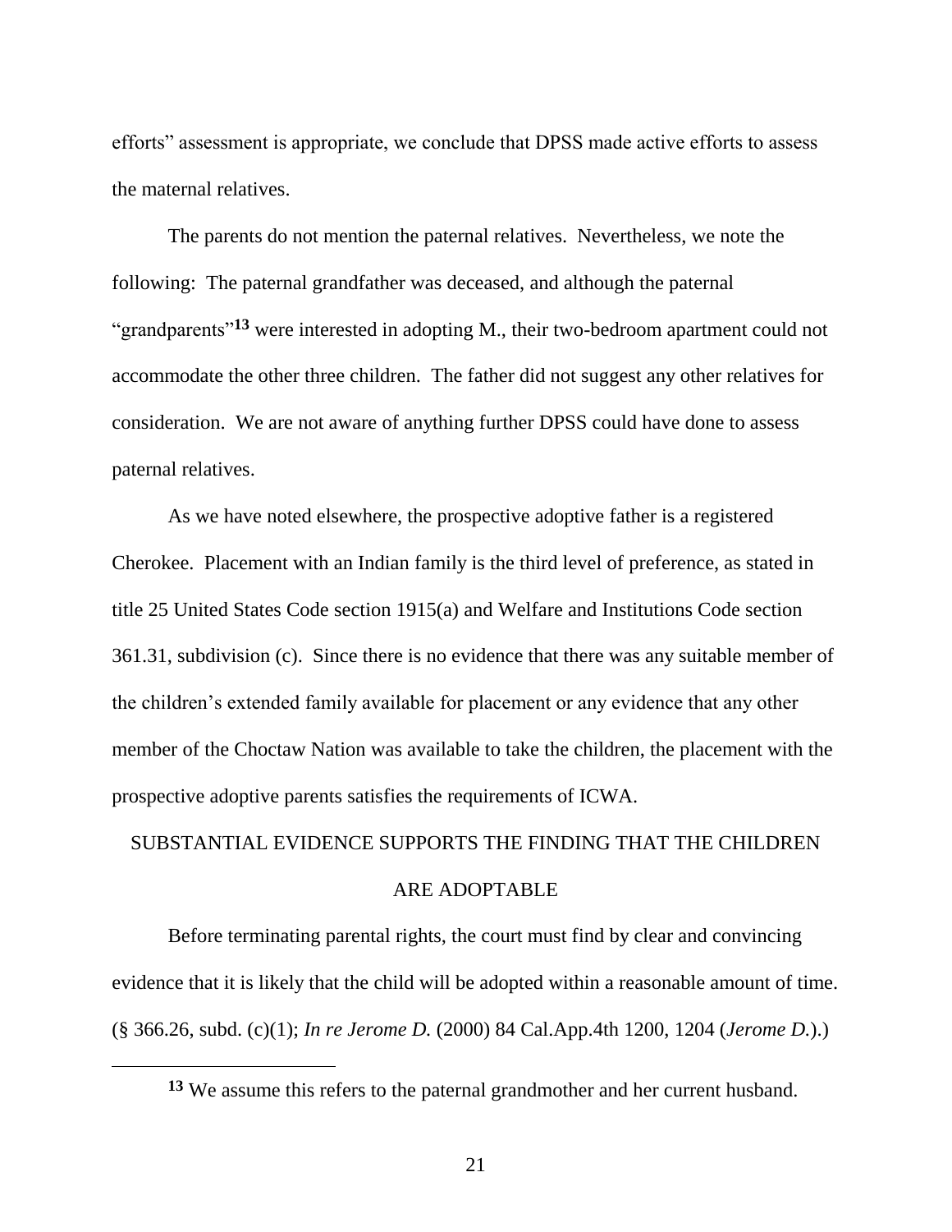efforts" assessment is appropriate, we conclude that DPSS made active efforts to assess the maternal relatives.

The parents do not mention the paternal relatives. Nevertheless, we note the following: The paternal grandfather was deceased, and although the paternal "grandparents"[13] were interested in adopting M., their two-bedroom apartment could not accommodate the other three children. The father did not suggest any other relatives for consideration. We are not aware of anything further DPSS could have done to assess paternal relatives.

As we have noted elsewhere, the prospective adoptive father is a registered Cherokee. Placement with an Indian family is the third level of preference, as stated in title 25 United States Code section 1915(a) and Welfare and Institutions Code section 361.31, subdivision (c). Since there is no evidence that there was any suitable member of the children's extended family available for placement or any evidence that any other member of the Choctaw Nation was available to take the children, the placement with the prospective adoptive parents satisfies the requirements of ICWA.

## SUBSTANTIAL EVIDENCE SUPPORTS THE FINDING THAT THE CHILDREN ARE ADOPTABLE

Before terminating parental rights, the court must find by clear and convincing evidence that it is likely that the child will be adopted within a reasonable amount of time. (§ 366.26, subd. (c)(1); *In re Jerome D.* (2000) 84 Cal.App.4th 1200, 1204 (*Jerome D.*).)

---

[13] We assume this refers to the paternal grandmother and her current husband.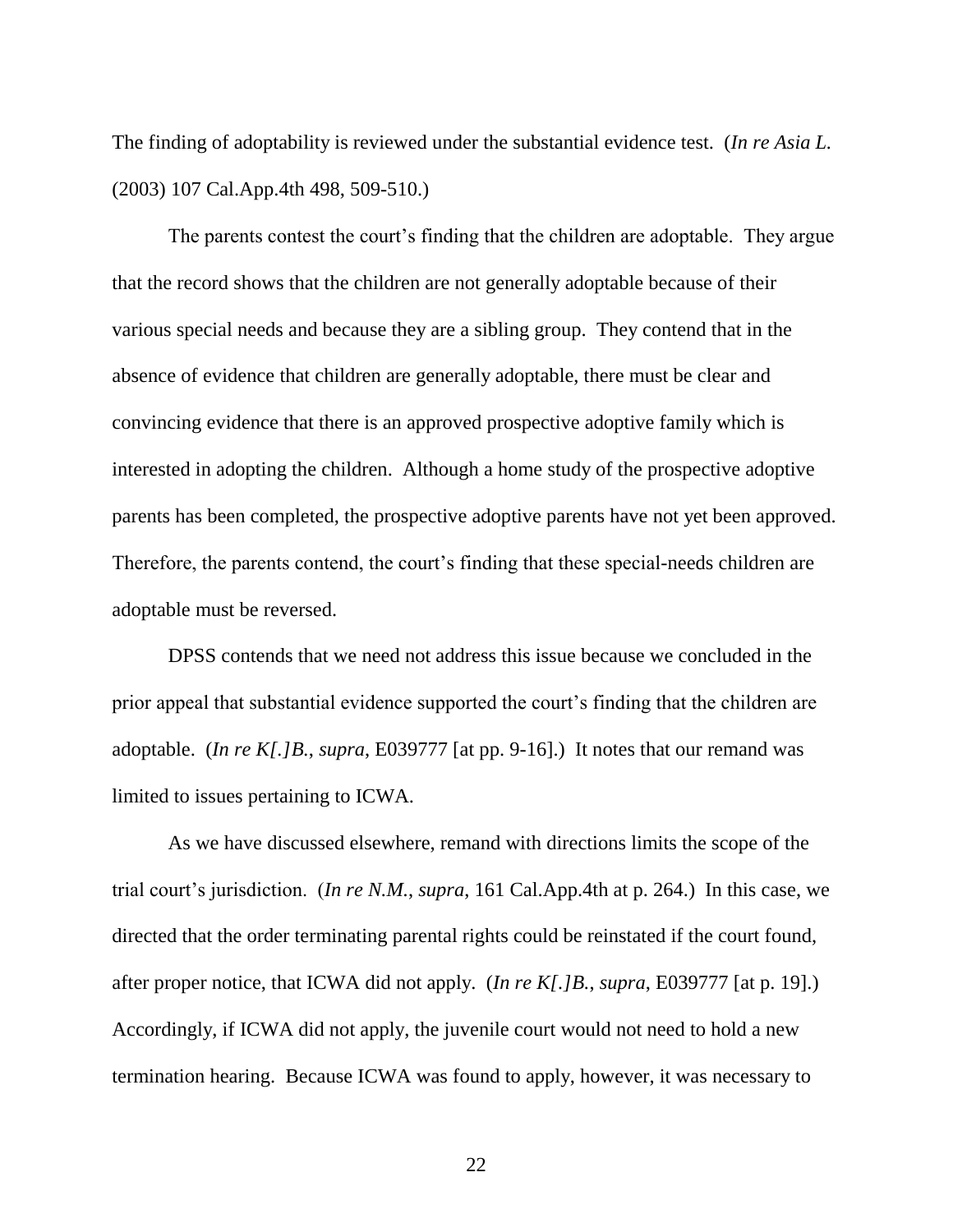The finding of adoptability is reviewed under the substantial evidence test. (*In re Asia L.* (2003) 107 Cal.App.4th 498, 509-510.)

The parents contest the court's finding that the children are adoptable. They argue that the record shows that the children are not generally adoptable because of their various special needs and because they are a sibling group. They contend that in the absence of evidence that children are generally adoptable, there must be clear and convincing evidence that there is an approved prospective adoptive family which is interested in adopting the children. Although a home study of the prospective adoptive parents has been completed, the prospective adoptive parents have not yet been approved. Therefore, the parents contend, the court's finding that these special-needs children are adoptable must be reversed.

DPSS contends that we need not address this issue because we concluded in the prior appeal that substantial evidence supported the court's finding that the children are adoptable. (*In re K[.]B.*, *supra*, E039777 [at pp. 9-16].) It notes that our remand was limited to issues pertaining to ICWA.

As we have discussed elsewhere, remand with directions limits the scope of the trial court's jurisdiction. (*In re N.M.*, *supra*, 161 Cal.App.4th at p. 264.) In this case, we directed that the order terminating parental rights could be reinstated if the court found, after proper notice, that ICWA did not apply. (*In re K[.]B.*, *supra*, E039777 [at p. 19].) Accordingly, if ICWA did not apply, the juvenile court would not need to hold a new termination hearing. Because ICWA was found to apply, however, it was necessary to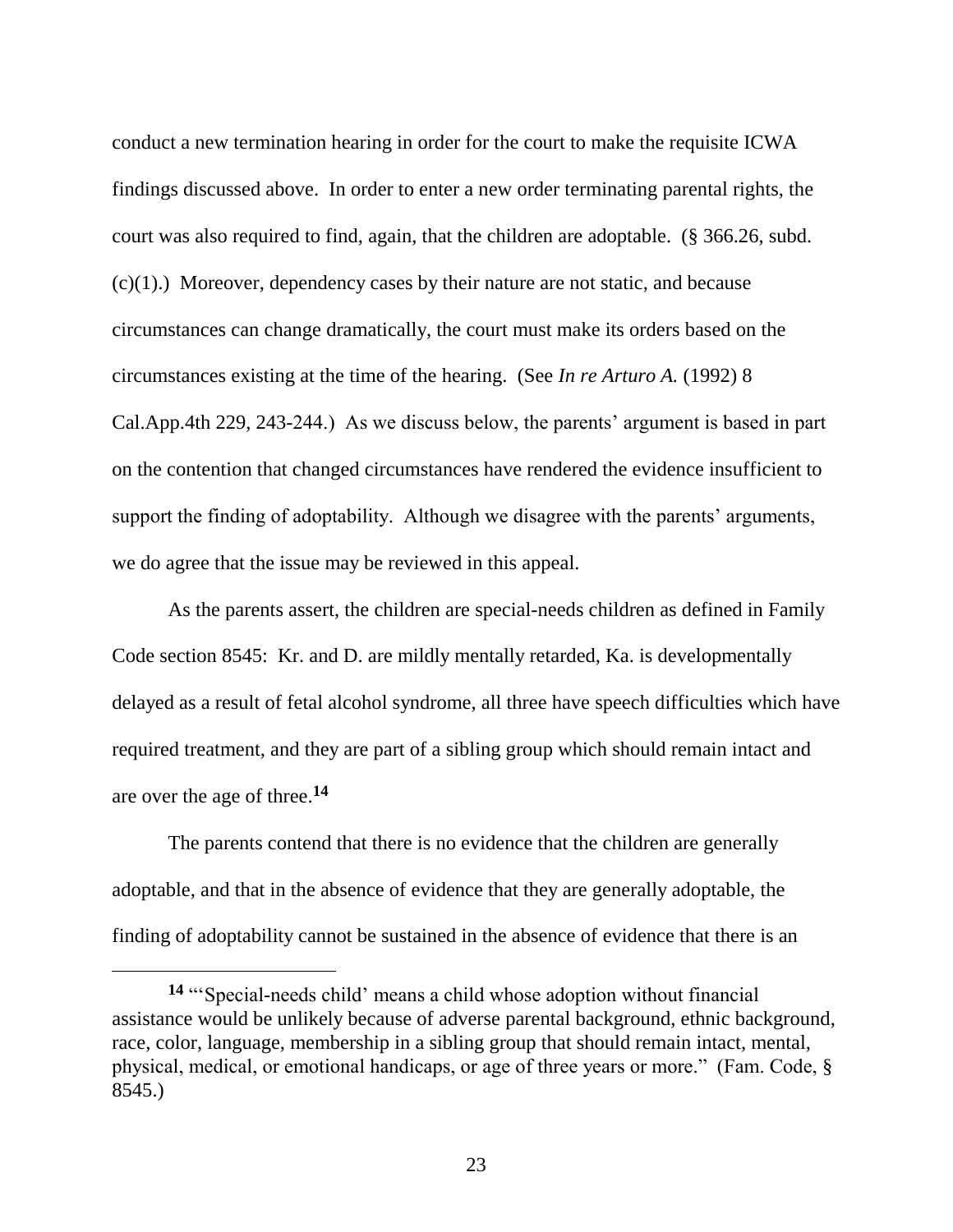conduct a new termination hearing in order for the court to make the requisite ICWA findings discussed above. In order to enter a new order terminating parental rights, the court was also required to find, again, that the children are adoptable. (§ 366.26, subd. (c)(1).) Moreover, dependency cases by their nature are not static, and because circumstances can change dramatically, the court must make its orders based on the circumstances existing at the time of the hearing. (See *In re Arturo A.* (1992) 8 Cal.App.4th 229, 243-244.) As we discuss below, the parents' argument is based in part on the contention that changed circumstances have rendered the evidence insufficient to support the finding of adoptability. Although we disagree with the parents' arguments, we do agree that the issue may be reviewed in this appeal.

As the parents assert, the children are special-needs children as defined in Family Code section 8545: Kr. and D. are mildly mentally retarded, Ka. is developmentally delayed as a result of fetal alcohol syndrome, all three have speech difficulties which have required treatment, and they are part of a sibling group which should remain intact and are over the age of three.[14]

The parents contend that there is no evidence that the children are generally adoptable, and that in the absence of evidence that they are generally adoptable, the finding of adoptability cannot be sustained in the absence of evidence that there is an

---

[14] "'Special-needs child' means a child whose adoption without financial assistance would be unlikely because of adverse parental background, ethnic background, race, color, language, membership in a sibling group that should remain intact, mental, physical, medical, or emotional handicaps, or age of three years or more." (Fam. Code, § 8545.)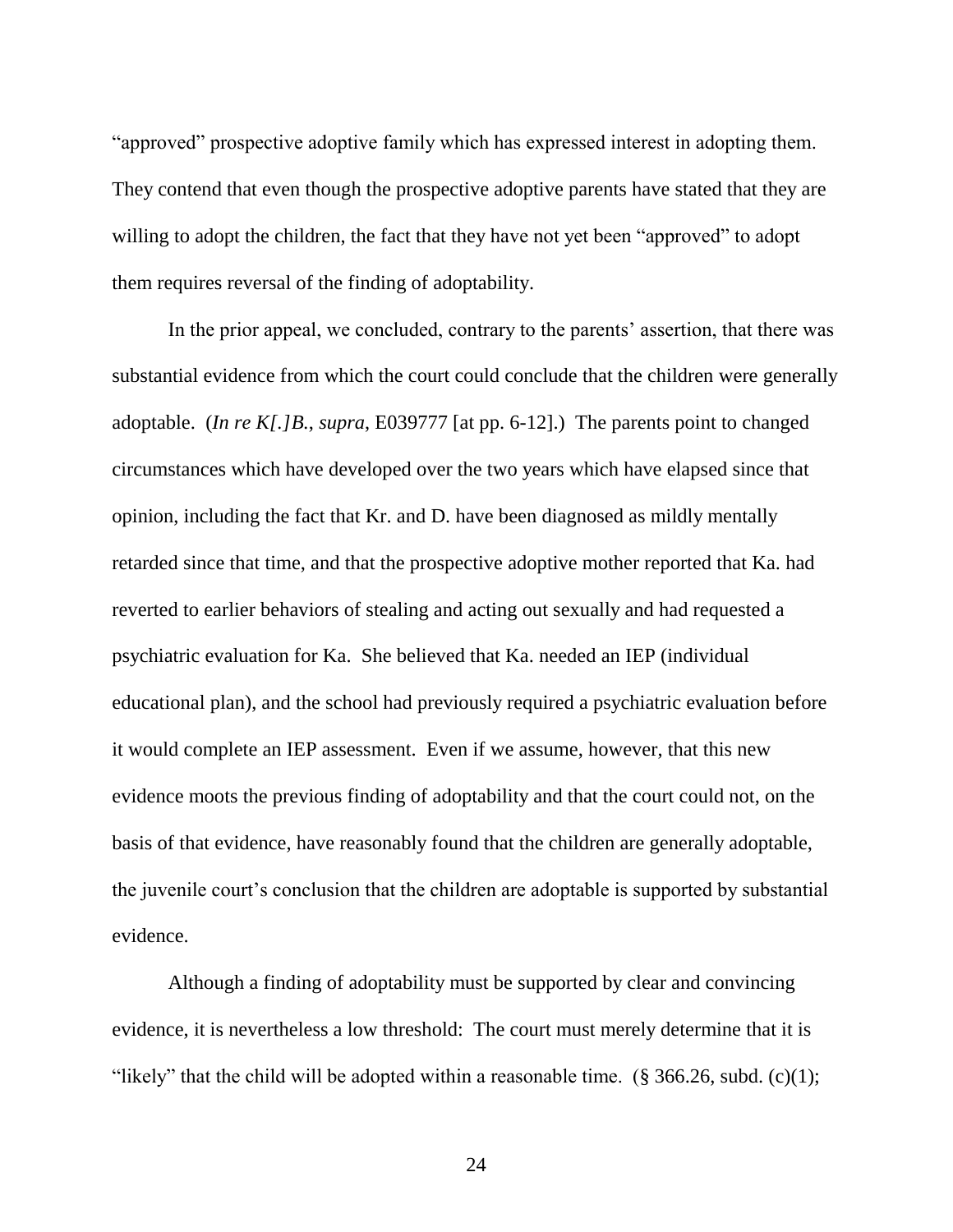"approved" prospective adoptive family which has expressed interest in adopting them. They contend that even though the prospective adoptive parents have stated that they are willing to adopt the children, the fact that they have not yet been "approved" to adopt them requires reversal of the finding of adoptability.

In the prior appeal, we concluded, contrary to the parents' assertion, that there was substantial evidence from which the court could conclude that the children were generally adoptable. (*In re K[.]B.*, *supra*, E039777 [at pp. 6-12].) The parents point to changed circumstances which have developed over the two years which have elapsed since that opinion, including the fact that Kr. and D. have been diagnosed as mildly mentally retarded since that time, and that the prospective adoptive mother reported that Ka. had reverted to earlier behaviors of stealing and acting out sexually and had requested a psychiatric evaluation for Ka. She believed that Ka. needed an IEP (individual educational plan), and the school had previously required a psychiatric evaluation before it would complete an IEP assessment. Even if we assume, however, that this new evidence moots the previous finding of adoptability and that the court could not, on the basis of that evidence, have reasonably found that the children are generally adoptable, the juvenile court's conclusion that the children are adoptable is supported by substantial evidence.

Although a finding of adoptability must be supported by clear and convincing evidence, it is nevertheless a low threshold: The court must merely determine that it is "likely" that the child will be adopted within a reasonable time. (§ 366.26, subd. (c)(1);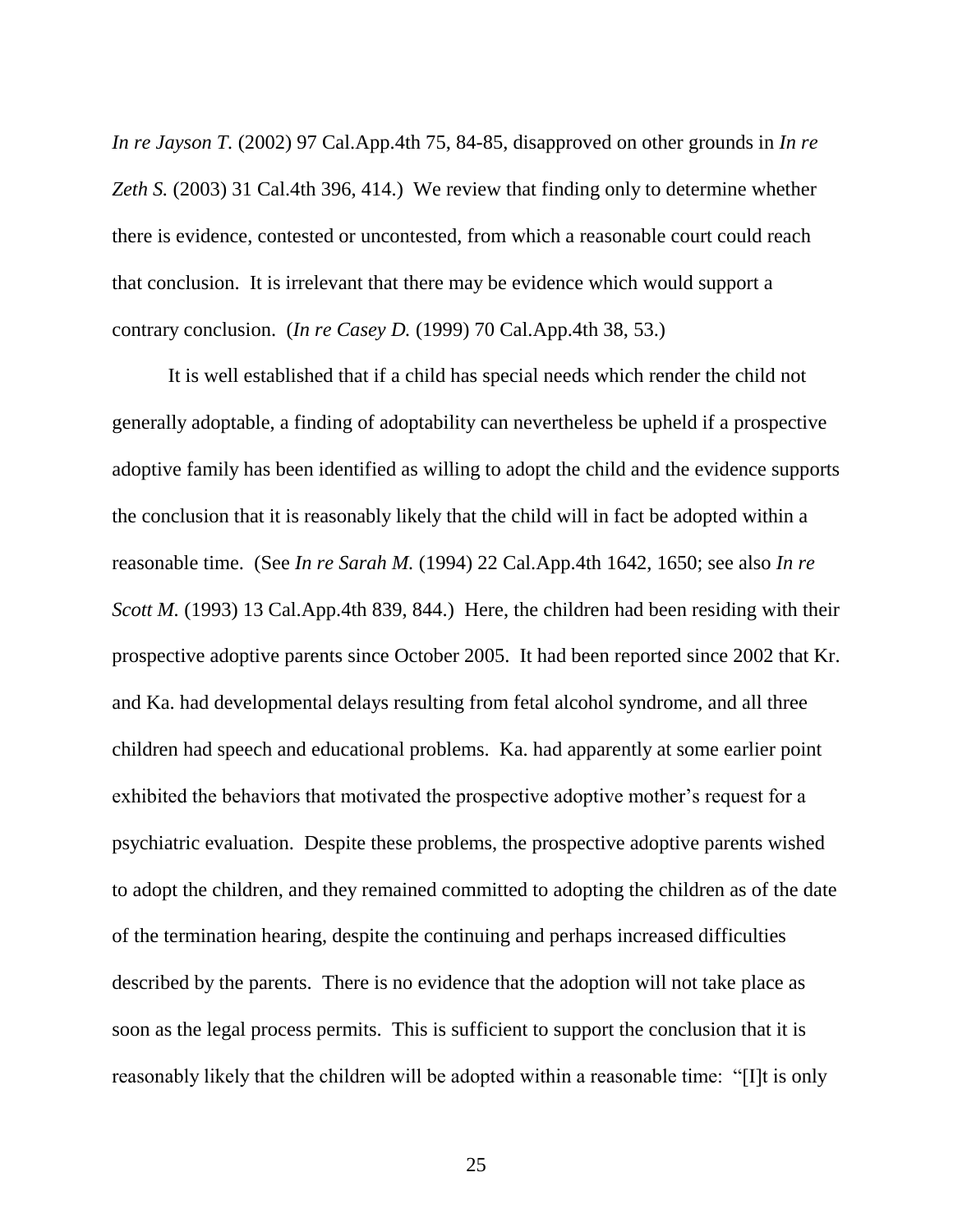*In re Jayson T.* (2002) 97 Cal.App.4th 75, 84-85, disapproved on other grounds in *In re Zeth S.* (2003) 31 Cal.4th 396, 414.) We review that finding only to determine whether there is evidence, contested or uncontested, from which a reasonable court could reach that conclusion. It is irrelevant that there may be evidence which would support a contrary conclusion. (*In re Casey D.* (1999) 70 Cal.App.4th 38, 53.)

It is well established that if a child has special needs which render the child not generally adoptable, a finding of adoptability can nevertheless be upheld if a prospective adoptive family has been identified as willing to adopt the child and the evidence supports the conclusion that it is reasonably likely that the child will in fact be adopted within a reasonable time. (See *In re Sarah M.* (1994) 22 Cal.App.4th 1642, 1650; see also *In re Scott M.* (1993) 13 Cal.App.4th 839, 844.) Here, the children had been residing with their prospective adoptive parents since October 2005. It had been reported since 2002 that Kr. and Ka. had developmental delays resulting from fetal alcohol syndrome, and all three children had speech and educational problems. Ka. had apparently at some earlier point exhibited the behaviors that motivated the prospective adoptive mother's request for a psychiatric evaluation. Despite these problems, the prospective adoptive parents wished to adopt the children, and they remained committed to adopting the children as of the date of the termination hearing, despite the continuing and perhaps increased difficulties described by the parents. There is no evidence that the adoption will not take place as soon as the legal process permits. This is sufficient to support the conclusion that it is reasonably likely that the children will be adopted within a reasonable time: "[I]t is only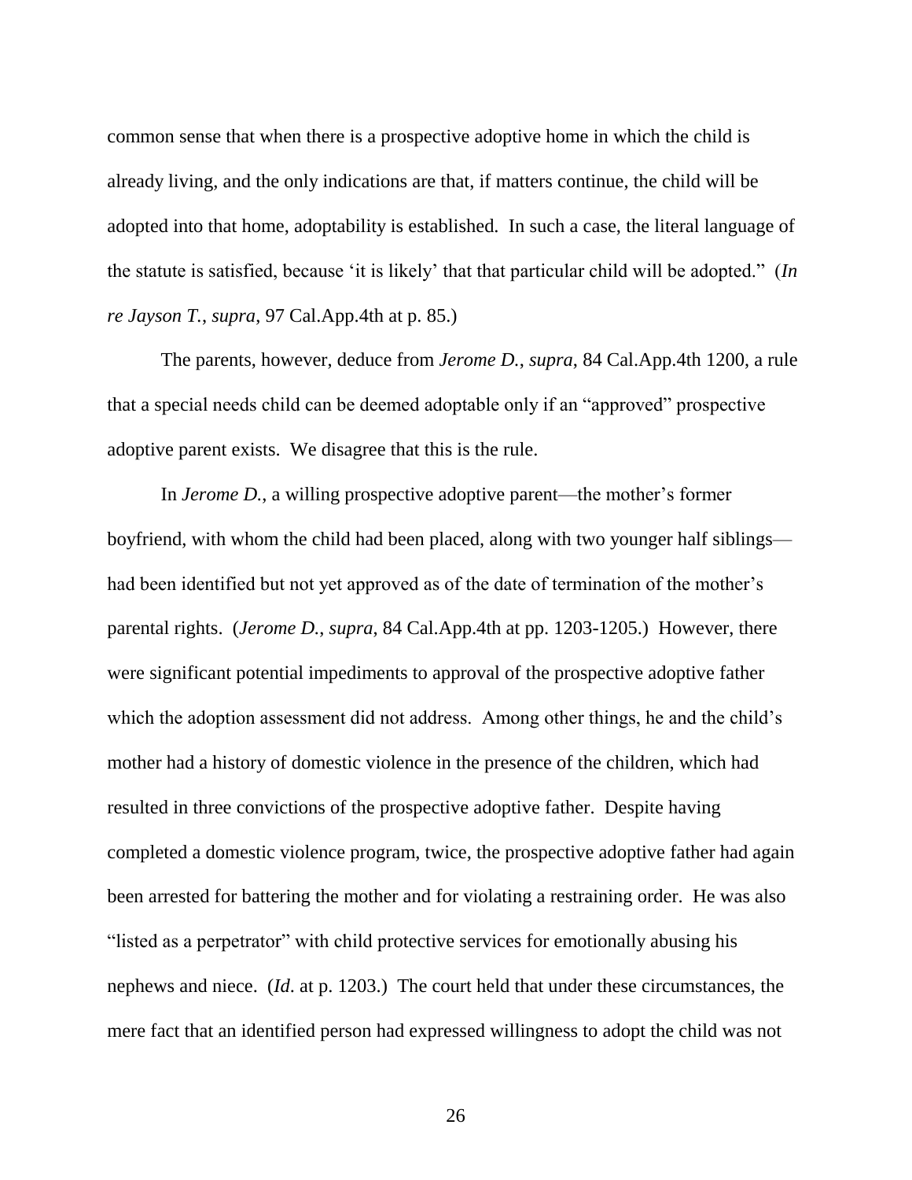common sense that when there is a prospective adoptive home in which the child is already living, and the only indications are that, if matters continue, the child will be adopted into that home, adoptability is established. In such a case, the literal language of the statute is satisfied, because 'it is likely' that that particular child will be adopted." (*In re Jayson T.*, *supra*, 97 Cal.App.4th at p. 85.)

The parents, however, deduce from *Jerome D.*, *supra*, 84 Cal.App.4th 1200, a rule that a special needs child can be deemed adoptable only if an "approved" prospective adoptive parent exists. We disagree that this is the rule.

In *Jerome D.*, a willing prospective adoptive parent—the mother's former boyfriend, with whom the child had been placed, along with two younger half siblings—had been identified but not yet approved as of the date of termination of the mother's parental rights. (*Jerome D.*, *supra*, 84 Cal.App.4th at pp. 1203-1205.) However, there were significant potential impediments to approval of the prospective adoptive father which the adoption assessment did not address. Among other things, he and the child's mother had a history of domestic violence in the presence of the children, which had resulted in three convictions of the prospective adoptive father. Despite having completed a domestic violence program, twice, the prospective adoptive father had again been arrested for battering the mother and for violating a restraining order. He was also "listed as a perpetrator" with child protective services for emotionally abusing his nephews and niece. (*Id*. at p. 1203.) The court held that under these circumstances, the mere fact that an identified person had expressed willingness to adopt the child was not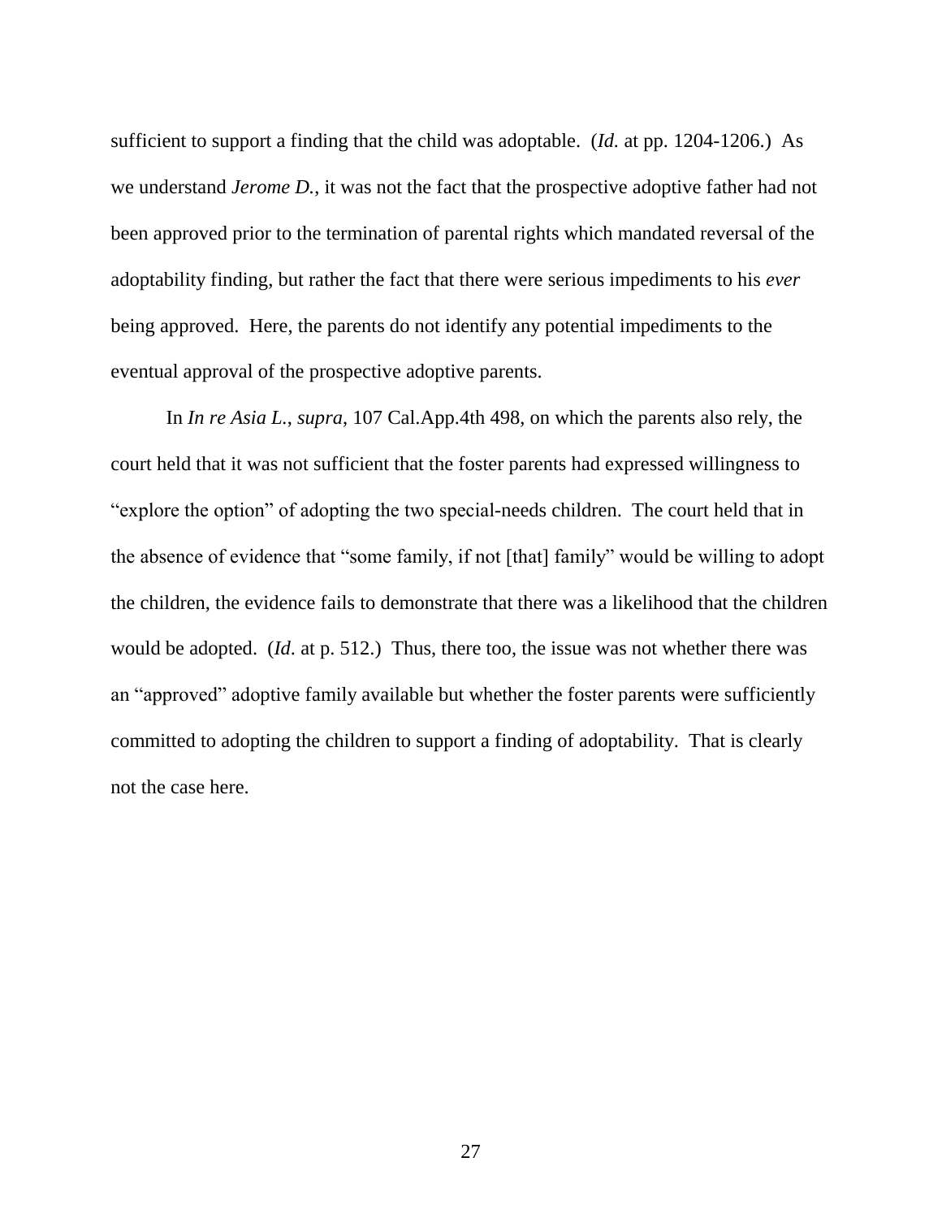sufficient to support a finding that the child was adoptable. (*Id.* at pp. 1204-1206.) As we understand *Jerome D.*, it was not the fact that the prospective adoptive father had not been approved prior to the termination of parental rights which mandated reversal of the adoptability finding, but rather the fact that there were serious impediments to his *ever* being approved. Here, the parents do not identify any potential impediments to the eventual approval of the prospective adoptive parents.

In *In re Asia L.*, *supra*, 107 Cal.App.4th 498, on which the parents also rely, the court held that it was not sufficient that the foster parents had expressed willingness to "explore the option" of adopting the two special-needs children. The court held that in the absence of evidence that "some family, if not [that] family" would be willing to adopt the children, the evidence fails to demonstrate that there was a likelihood that the children would be adopted. (*Id*. at p. 512.) Thus, there too, the issue was not whether there was an "approved" adoptive family available but whether the foster parents were sufficiently committed to adopting the children to support a finding of adoptability. That is clearly not the case here.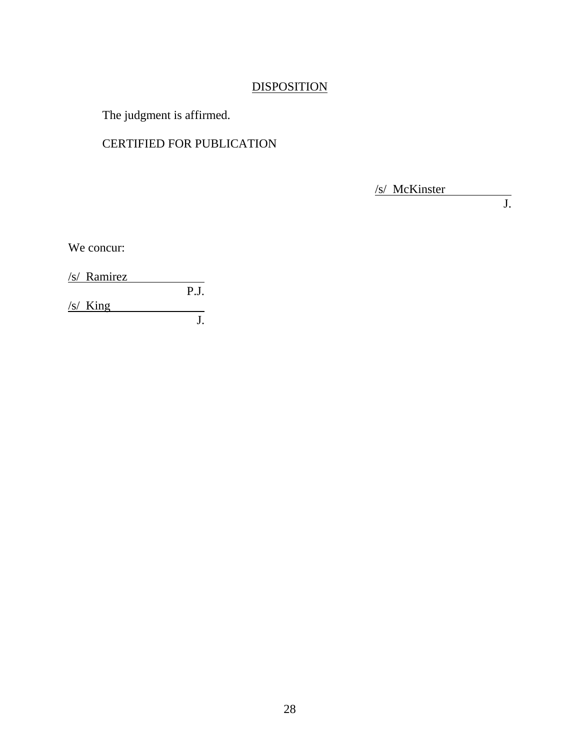## DISPOSITION

The judgment is affirmed.

CERTIFIED FOR PUBLICATION

/s/ McKinster
J.

We concur:

/s/ Ramirez
P.J.

/s/ King
J.